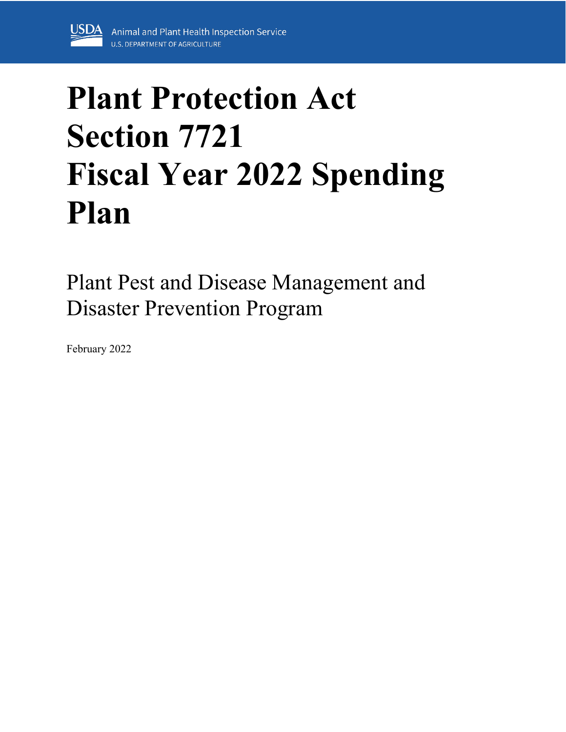USDA Animal and Plant Health Inspection Service
U.S. DEPARTMENT OF AGRICULTURE

# Plant Protection Act Section 7721 Fiscal Year 2022 Spending Plan

## Plant Pest and Disease Management and Disaster Prevention Program

February 2022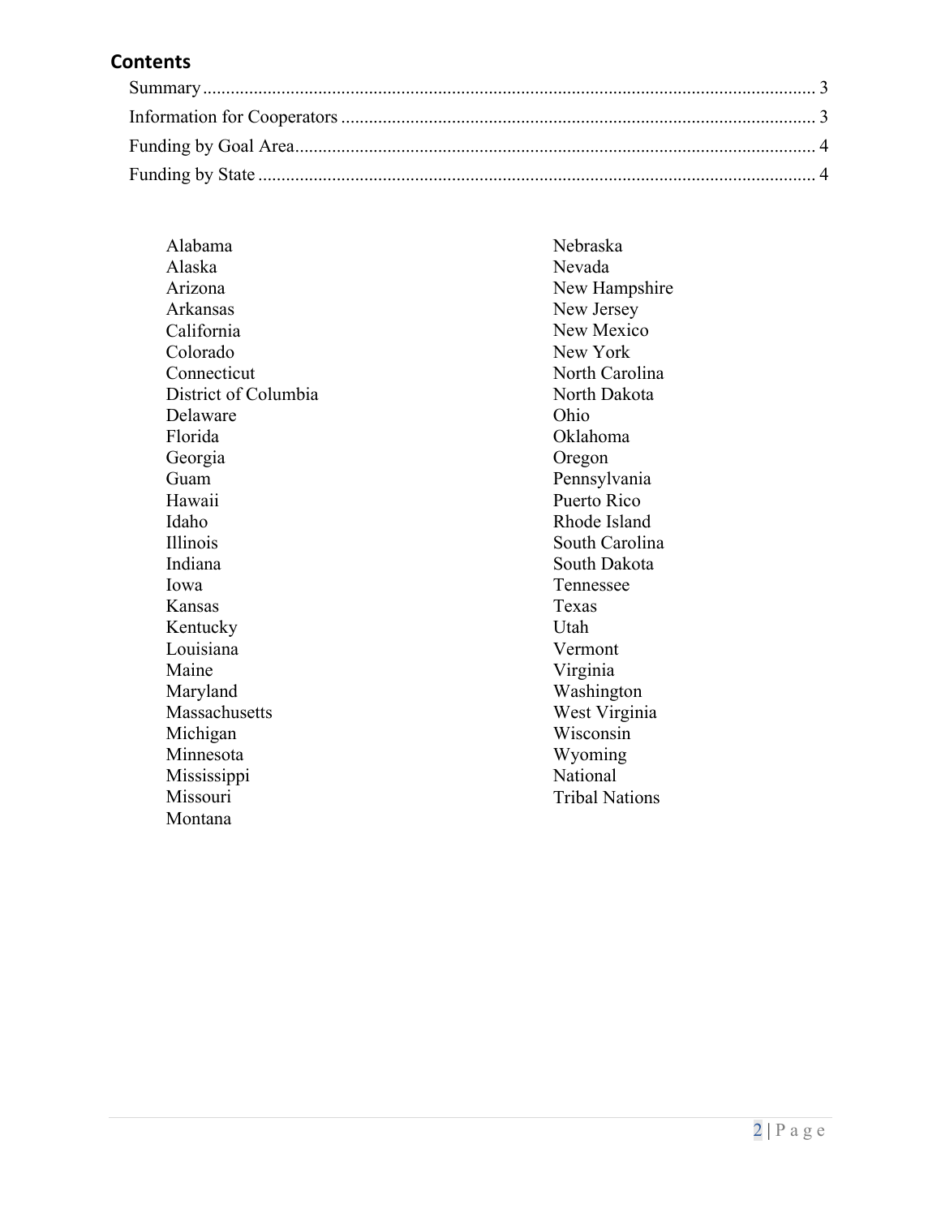## Contents

- Summary ..... 3
- Information for Cooperators ..... 3
- Funding by Goal Area ..... 4
- Funding by State ..... 4

- Alabama
- Alaska
- Arizona
- Arkansas
- California
- Colorado
- Connecticut
- District of Columbia
- Delaware
- Florida
- Georgia
- Guam
- Hawaii
- Idaho
- Illinois
- Indiana
- Iowa
- Kansas
- Kentucky
- Louisiana
- Maine
- Maryland
- Massachusetts
- Michigan
- Minnesota
- Mississippi
- Missouri
- Montana
- Nebraska
- Nevada
- New Hampshire
- New Jersey
- New Mexico
- New York
- North Carolina
- North Dakota
- Ohio
- Oklahoma
- Oregon
- Pennsylvania
- Puerto Rico
- Rhode Island
- South Carolina
- South Dakota
- Tennessee
- Texas
- Utah
- Vermont
- Virginia
- Washington
- West Virginia
- Wisconsin
- Wyoming
- National
- Tribal Nations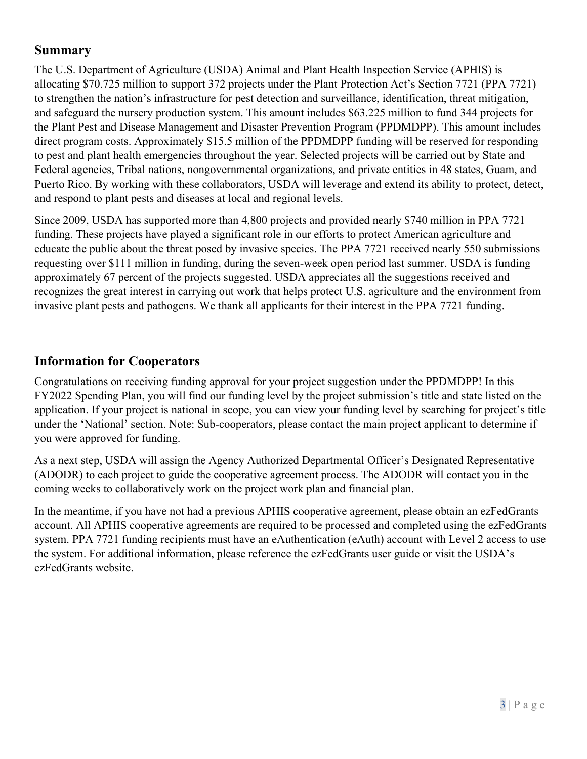## Summary

The U.S. Department of Agriculture (USDA) Animal and Plant Health Inspection Service (APHIS) is allocating $70.725 million to support 372 projects under the Plant Protection Act's Section 7721 (PPA 7721) to strengthen the nation's infrastructure for pest detection and surveillance, identification, threat mitigation, and safeguard the nursery production system. This amount includes $63.225 million to fund 344 projects for the Plant Pest and Disease Management and Disaster Prevention Program (PPDMDPP). This amount includes direct program costs. Approximately $15.5 million of the PPDMDPP funding will be reserved for responding to pest and plant health emergencies throughout the year. Selected projects will be carried out by State and Federal agencies, Tribal nations, nongovernmental organizations, and private entities in 48 states, Guam, and Puerto Rico. By working with these collaborators, USDA will leverage and extend its ability to protect, detect, and respond to plant pests and diseases at local and regional levels.

Since 2009, USDA has supported more than 4,800 projects and provided nearly $740 million in PPA 7721 funding. These projects have played a significant role in our efforts to protect American agriculture and educate the public about the threat posed by invasive species. The PPA 7721 received nearly 550 submissions requesting over $111 million in funding, during the seven-week open period last summer. USDA is funding approximately 67 percent of the projects suggested. USDA appreciates all the suggestions received and recognizes the great interest in carrying out work that helps protect U.S. agriculture and the environment from invasive plant pests and pathogens. We thank all applicants for their interest in the PPA 7721 funding.

## Information for Cooperators

Congratulations on receiving funding approval for your project suggestion under the PPDMDPP! In this FY2022 Spending Plan, you will find our funding level by the project submission's title and state listed on the application. If your project is national in scope, you can view your funding level by searching for project's title under the 'National' section. Note: Sub-cooperators, please contact the main project applicant to determine if you were approved for funding.

As a next step, USDA will assign the Agency Authorized Departmental Officer's Designated Representative (ADODR) to each project to guide the cooperative agreement process. The ADODR will contact you in the coming weeks to collaboratively work on the project work plan and financial plan.

In the meantime, if you have not had a previous APHIS cooperative agreement, please obtain an ezFedGrants account. All APHIS cooperative agreements are required to be processed and completed using the ezFedGrants system. PPA 7721 funding recipients must have an eAuthentication (eAuth) account with Level 2 access to use the system. For additional information, please reference the ezFedGrants user guide or visit the USDA's ezFedGrants website.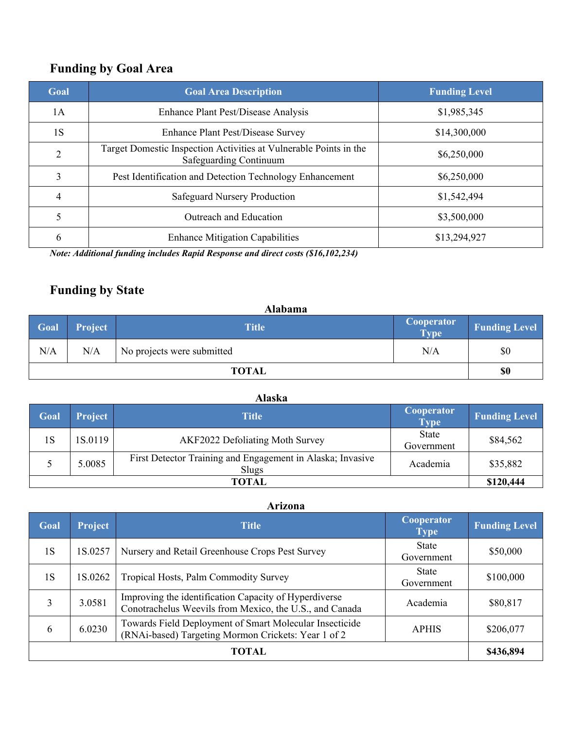## Funding by Goal Area

| Goal | Goal Area Description | Funding Level |
|---|---|---|
| 1A | Enhance Plant Pest/Disease Analysis | $1,985,345 |
| 1S | Enhance Plant Pest/Disease Survey | $14,300,000 |
| 2 | Target Domestic Inspection Activities at Vulnerable Points in the Safeguarding Continuum | $6,250,000 |
| 3 | Pest Identification and Detection Technology Enhancement | $6,250,000 |
| 4 | Safeguard Nursery Production | $1,542,494 |
| 5 | Outreach and Education | $3,500,000 |
| 6 | Enhance Mitigation Capabilities | $13,294,927 |

***Note: Additional funding includes Rapid Response and direct costs ($16,102,234)***

## Funding by State

### Alabama

| Goal | Project | Title | Cooperator Type | Funding Level |
|---|---|---|---|---|
| N/A | N/A | No projects were submitted | N/A | $0 |
| **TOTAL** | | | | **$0** |

### Alaska

| Goal | Project | Title | Cooperator Type | Funding Level |
|---|---|---|---|---|
| 1S | 1S.0119 | AKF2022 Defoliating Moth Survey | State Government | $84,562 |
| 5 | 5.0085 | First Detector Training and Engagement in Alaska; Invasive Slugs | Academia | $35,882 |
| **TOTAL** | | | | **$120,444** |

### Arizona

| Goal | Project | Title | Cooperator Type | Funding Level |
|---|---|---|---|---|
| 1S | 1S.0257 | Nursery and Retail Greenhouse Crops Pest Survey | State Government | $50,000 |
| 1S | 1S.0262 | Tropical Hosts, Palm Commodity Survey | State Government | $100,000 |
| 3 | 3.0581 | Improving the identification Capacity of Hyperdiverse Conotrachelus Weevils from Mexico, the U.S., and Canada | Academia | $80,817 |
| 6 | 6.0230 | Towards Field Deployment of Smart Molecular Insecticide (RNAi-based) Targeting Mormon Crickets: Year 1 of 2 | APHIS | $206,077 |
| **TOTAL** | | | | **$436,894** |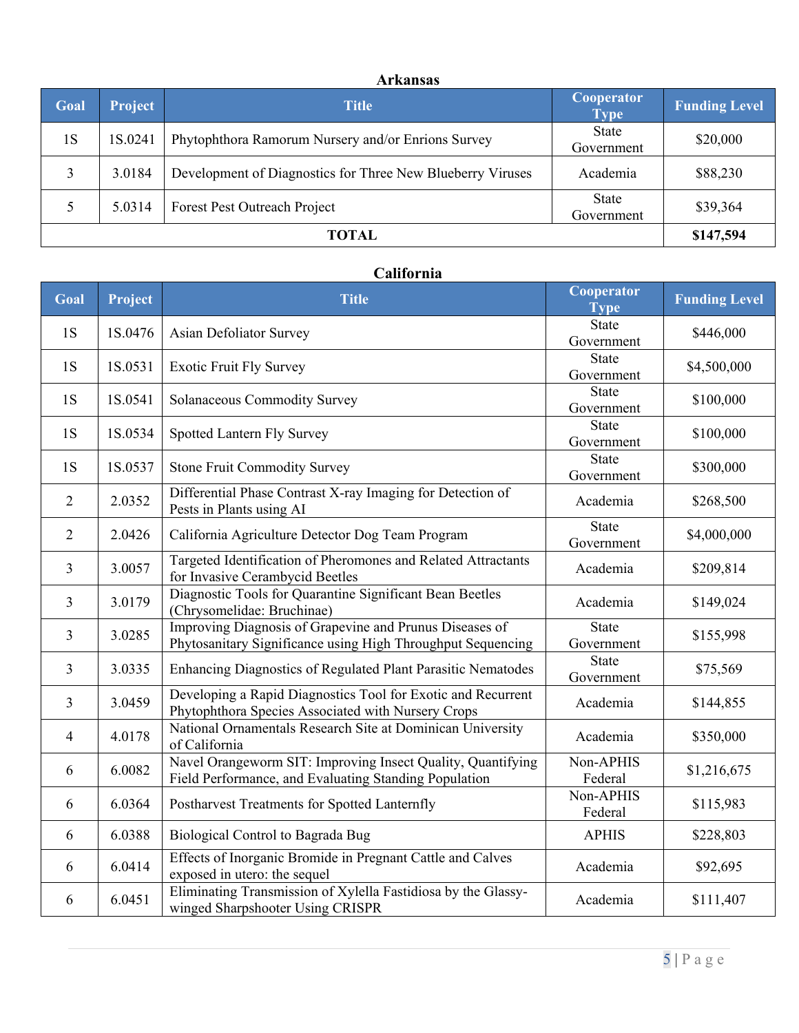### Arkansas

| Goal | Project | Title | Cooperator Type | Funding Level |
|---|---|---|---|---|
| 1S | 1S.0241 | Phytophthora Ramorum Nursery and/or Enrions Survey | State Government | $20,000 |
| 3 | 3.0184 | Development of Diagnostics for Three New Blueberry Viruses | Academia | $88,230 |
| 5 | 5.0314 | Forest Pest Outreach Project | State Government | $39,364 |
| **TOTAL** | | | | **$147,594** |

### California

| Goal | Project | Title | Cooperator Type | Funding Level |
|---|---|---|---|---|
| 1S | 1S.0476 | Asian Defoliator Survey | State Government | $446,000 |
| 1S | 1S.0531 | Exotic Fruit Fly Survey | State Government | $4,500,000 |
| 1S | 1S.0541 | Solanaceous Commodity Survey | State Government | $100,000 |
| 1S | 1S.0534 | Spotted Lantern Fly Survey | State Government | $100,000 |
| 1S | 1S.0537 | Stone Fruit Commodity Survey | State Government | $300,000 |
| 2 | 2.0352 | Differential Phase Contrast X-ray Imaging for Detection of Pests in Plants using AI | Academia | $268,500 |
| 2 | 2.0426 | California Agriculture Detector Dog Team Program | State Government | $4,000,000 |
| 3 | 3.0057 | Targeted Identification of Pheromones and Related Attractants for Invasive Cerambycid Beetles | Academia | $209,814 |
| 3 | 3.0179 | Diagnostic Tools for Quarantine Significant Bean Beetles (Chrysomelidae: Bruchinae) | Academia | $149,024 |
| 3 | 3.0285 | Improving Diagnosis of Grapevine and Prunus Diseases of Phytosanitary Significance using High Throughput Sequencing | State Government | $155,998 |
| 3 | 3.0335 | Enhancing Diagnostics of Regulated Plant Parasitic Nematodes | State Government | $75,569 |
| 3 | 3.0459 | Developing a Rapid Diagnostics Tool for Exotic and Recurrent Phytophthora Species Associated with Nursery Crops | Academia | $144,855 |
| 4 | 4.0178 | National Ornamentals Research Site at Dominican University of California | Academia | $350,000 |
| 6 | 6.0082 | Navel Orangeworm SIT: Improving Insect Quality, Quantifying Field Performance, and Evaluating Standing Population | Non-APHIS Federal | $1,216,675 |
| 6 | 6.0364 | Postharvest Treatments for Spotted Lanternfly | Non-APHIS Federal | $115,983 |
| 6 | 6.0388 | Biological Control to Bagrada Bug | APHIS | $228,803 |
| 6 | 6.0414 | Effects of Inorganic Bromide in Pregnant Cattle and Calves exposed in utero: the sequel | Academia | $92,695 |
| 6 | 6.0451 | Eliminating Transmission of Xylella Fastidiosa by the Glassy-winged Sharpshooter Using CRISPR | Academia | $111,407 |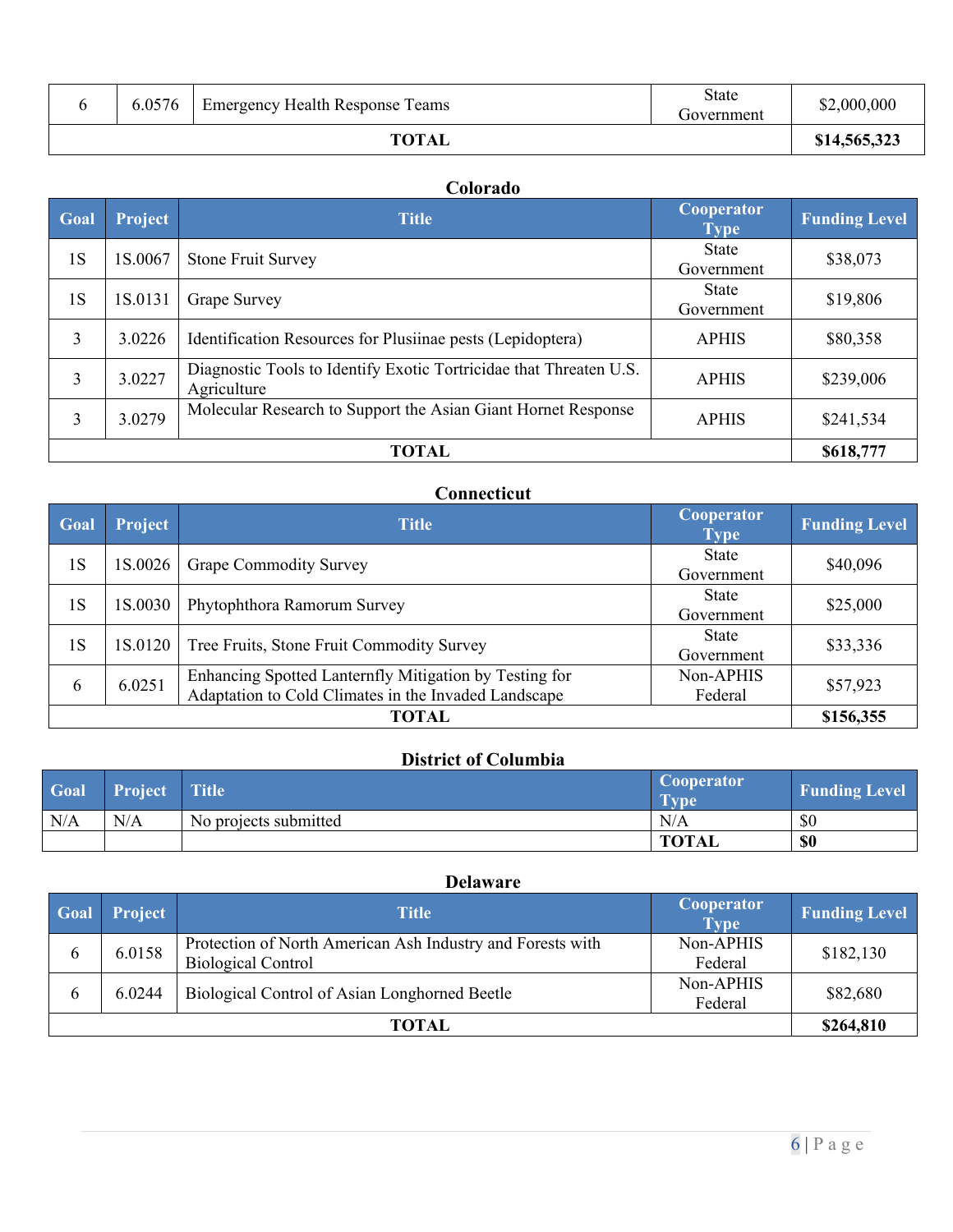| | | | | |
|---|---|---|---|---|
| 6 | 6.0576 | Emergency Health Response Teams | State Government | $2,000,000 |
| **TOTAL** | | | | **$14,565,323** |

**Colorado**

| Goal | Project | Title | Cooperator Type | Funding Level |
|---|---|---|---|---|
| 1S | 1S.0067 | Stone Fruit Survey | State Government | $38,073 |
| 1S | 1S.0131 | Grape Survey | State Government | $19,806 |
| 3 | 3.0226 | Identification Resources for Plusiinae pests (Lepidoptera) | APHIS | $80,358 |
| 3 | 3.0227 | Diagnostic Tools to Identify Exotic Tortricidae that Threaten U.S. Agriculture | APHIS | $239,006 |
| 3 | 3.0279 | Molecular Research to Support the Asian Giant Hornet Response | APHIS | $241,534 |
| **TOTAL** | | | | **$618,777** |

**Connecticut**

| Goal | Project | Title | Cooperator Type | Funding Level |
|---|---|---|---|---|
| 1S | 1S.0026 | Grape Commodity Survey | State Government | $40,096 |
| 1S | 1S.0030 | Phytophthora Ramorum Survey | State Government | $25,000 |
| 1S | 1S.0120 | Tree Fruits, Stone Fruit Commodity Survey | State Government | $33,336 |
| 6 | 6.0251 | Enhancing Spotted Lanternfly Mitigation by Testing for Adaptation to Cold Climates in the Invaded Landscape | Non-APHIS Federal | $57,923 |
| **TOTAL** | | | | **$156,355** |

**District of Columbia**

| Goal | Project | Title | Cooperator Type | Funding Level |
|---|---|---|---|---|
| N/A | N/A | No projects submitted | N/A | $0 |
| | | | **TOTAL** | **$0** |

**Delaware**

| Goal | Project | Title | Cooperator Type | Funding Level |
|---|---|---|---|---|
| 6 | 6.0158 | Protection of North American Ash Industry and Forests with Biological Control | Non-APHIS Federal | $182,130 |
| 6 | 6.0244 | Biological Control of Asian Longhorned Beetle | Non-APHIS Federal | $82,680 |
| **TOTAL** | | | | **$264,810** |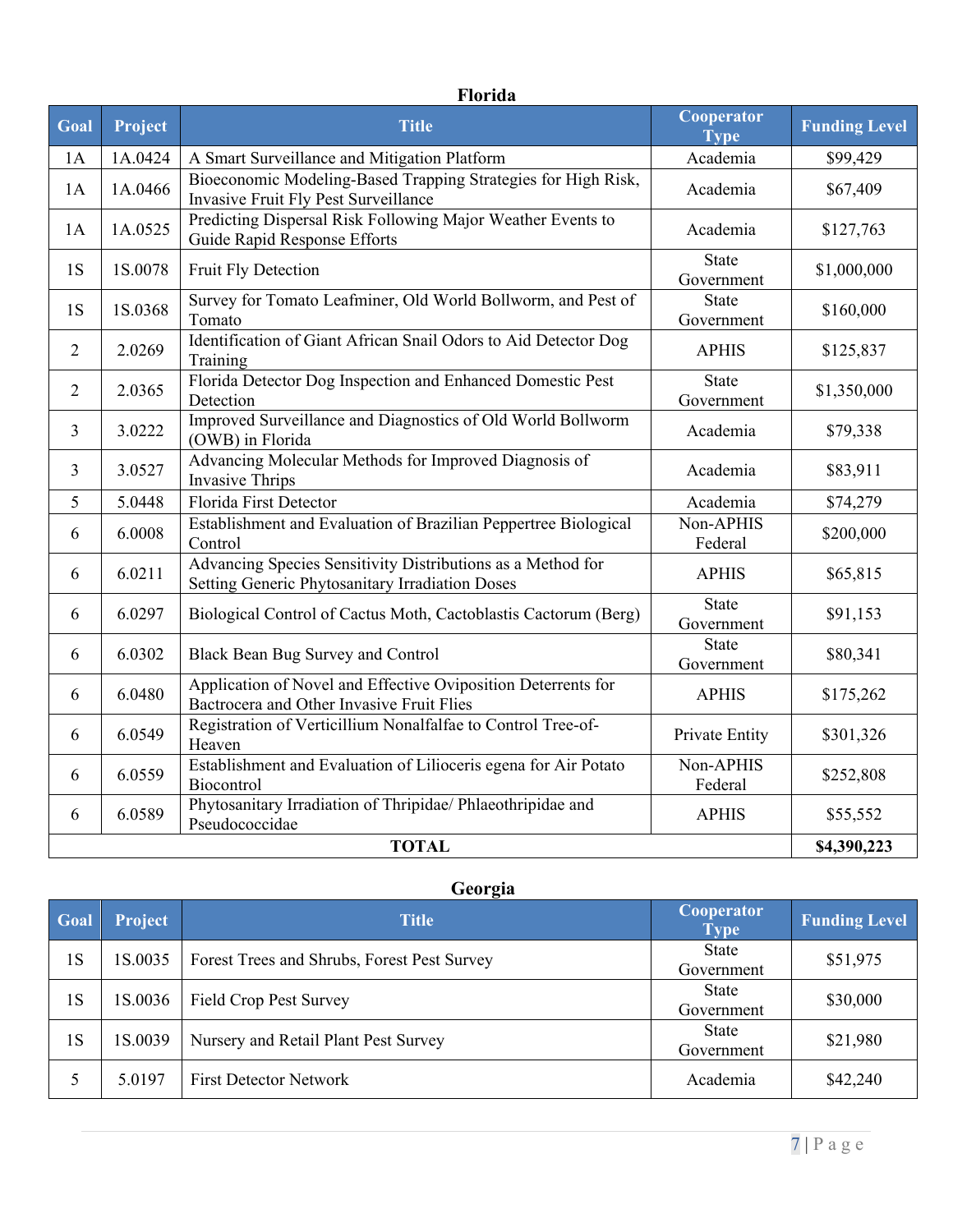### Florida

| Goal | Project | Title | Cooperator Type | Funding Level |
|---|---|---|---|---|
| 1A | 1A.0424 | A Smart Surveillance and Mitigation Platform | Academia | $99,429 |
| 1A | 1A.0466 | Bioeconomic Modeling-Based Trapping Strategies for High Risk, Invasive Fruit Fly Pest Surveillance | Academia | $67,409 |
| 1A | 1A.0525 | Predicting Dispersal Risk Following Major Weather Events to Guide Rapid Response Efforts | Academia | $127,763 |
| 1S | 1S.0078 | Fruit Fly Detection | State Government | $1,000,000 |
| 1S | 1S.0368 | Survey for Tomato Leafminer, Old World Bollworm, and Pest of Tomato | State Government | $160,000 |
| 2 | 2.0269 | Identification of Giant African Snail Odors to Aid Detector Dog Training | APHIS | $125,837 |
| 2 | 2.0365 | Florida Detector Dog Inspection and Enhanced Domestic Pest Detection | State Government | $1,350,000 |
| 3 | 3.0222 | Improved Surveillance and Diagnostics of Old World Bollworm (OWB) in Florida | Academia | $79,338 |
| 3 | 3.0527 | Advancing Molecular Methods for Improved Diagnosis of Invasive Thrips | Academia | $83,911 |
| 5 | 5.0448 | Florida First Detector | Academia | $74,279 |
| 6 | 6.0008 | Establishment and Evaluation of Brazilian Peppertree Biological Control | Non-APHIS Federal | $200,000 |
| 6 | 6.0211 | Advancing Species Sensitivity Distributions as a Method for Setting Generic Phytosanitary Irradiation Doses | APHIS | $65,815 |
| 6 | 6.0297 | Biological Control of Cactus Moth, Cactoblastis Cactorum (Berg) | State Government | $91,153 |
| 6 | 6.0302 | Black Bean Bug Survey and Control | State Government | $80,341 |
| 6 | 6.0480 | Application of Novel and Effective Oviposition Deterrents for Bactrocera and Other Invasive Fruit Flies | APHIS | $175,262 |
| 6 | 6.0549 | Registration of Verticillium Nonalfalfae to Control Tree-of-Heaven | Private Entity | $301,326 |
| 6 | 6.0559 | Establishment and Evaluation of Lilioceris egena for Air Potato Biocontrol | Non-APHIS Federal | $252,808 |
| 6 | 6.0589 | Phytosanitary Irradiation of Thripidae/ Phlaeothripidae and Pseudococcidae | APHIS | $55,552 |
| | | **TOTAL** | | **$4,390,223** |

### Georgia

| Goal | Project | Title | Cooperator Type | Funding Level |
|---|---|---|---|---|
| 1S | 1S.0035 | Forest Trees and Shrubs, Forest Pest Survey | State Government | $51,975 |
| 1S | 1S.0036 | Field Crop Pest Survey | State Government | $30,000 |
| 1S | 1S.0039 | Nursery and Retail Plant Pest Survey | State Government | $21,980 |
| 5 | 5.0197 | First Detector Network | Academia | $42,240 |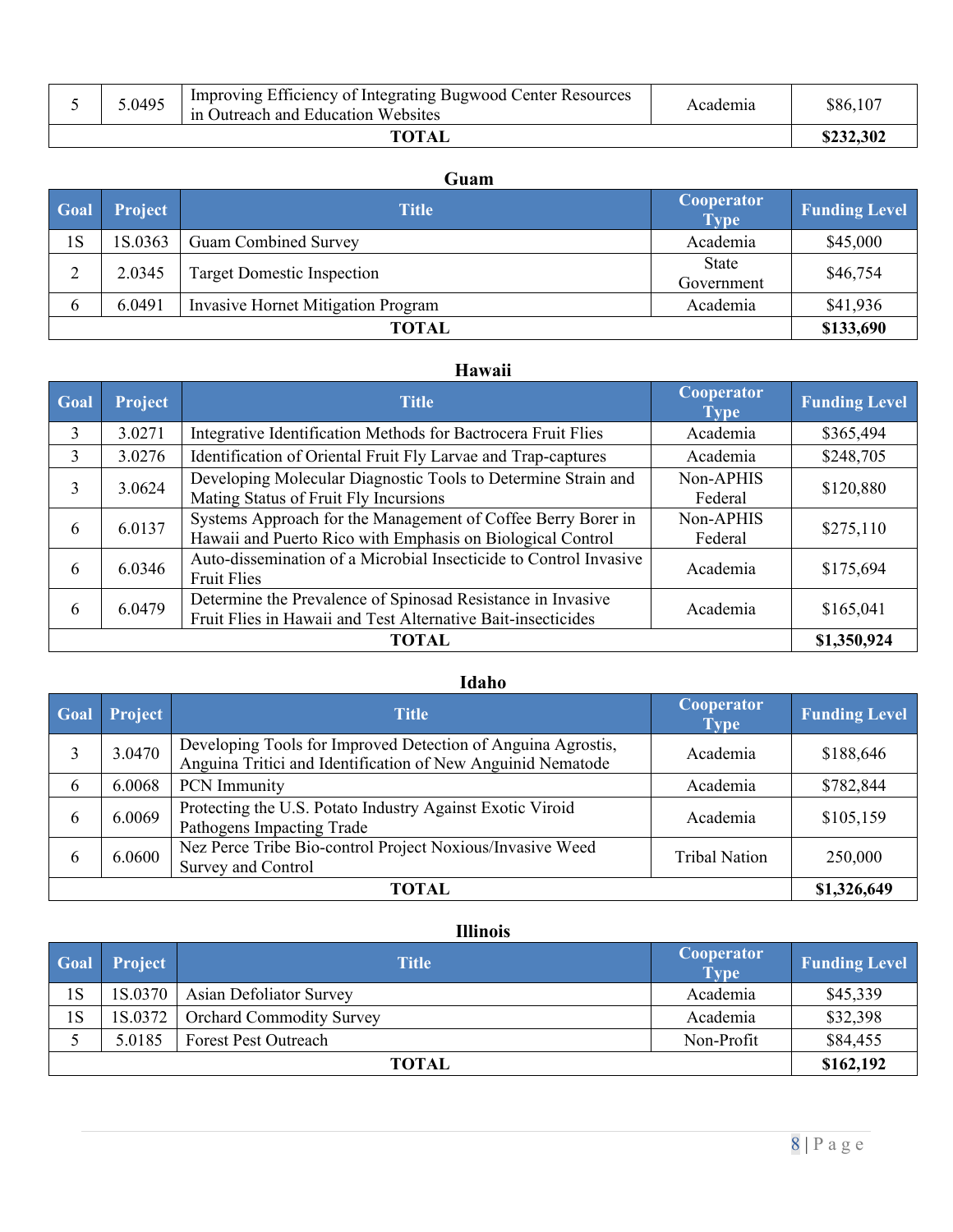| | | | | |
|---|---|---|---|---|
| 5 | 5.0495 | Improving Efficiency of Integrating Bugwood Center Resources in Outreach and Education Websites | Academia | $86,107 |
| **TOTAL** | | | | **$232,302** |

**Guam**

| Goal | Project | Title | Cooperator Type | Funding Level |
|---|---|---|---|---|
| 1S | 1S.0363 | Guam Combined Survey | Academia | $45,000 |
| 2 | 2.0345 | Target Domestic Inspection | State Government | $46,754 |
| 6 | 6.0491 | Invasive Hornet Mitigation Program | Academia | $41,936 |
| **TOTAL** | | | | **$133,690** |

**Hawaii**

| Goal | Project | Title | Cooperator Type | Funding Level |
|---|---|---|---|---|
| 3 | 3.0271 | Integrative Identification Methods for Bactrocera Fruit Flies | Academia | $365,494 |
| 3 | 3.0276 | Identification of Oriental Fruit Fly Larvae and Trap-captures | Academia | $248,705 |
| 3 | 3.0624 | Developing Molecular Diagnostic Tools to Determine Strain and Mating Status of Fruit Fly Incursions | Non-APHIS Federal | $120,880 |
| 6 | 6.0137 | Systems Approach for the Management of Coffee Berry Borer in Hawaii and Puerto Rico with Emphasis on Biological Control | Non-APHIS Federal | $275,110 |
| 6 | 6.0346 | Auto-dissemination of a Microbial Insecticide to Control Invasive Fruit Flies | Academia | $175,694 |
| 6 | 6.0479 | Determine the Prevalence of Spinosad Resistance in Invasive Fruit Flies in Hawaii and Test Alternative Bait-insecticides | Academia | $165,041 |
| **TOTAL** | | | | **$1,350,924** |

**Idaho**

| Goal | Project | Title | Cooperator Type | Funding Level |
|---|---|---|---|---|
| 3 | 3.0470 | Developing Tools for Improved Detection of Anguina Agrostis, Anguina Tritici and Identification of New Anguinid Nematode | Academia | $188,646 |
| 6 | 6.0068 | PCN Immunity | Academia | $782,844 |
| 6 | 6.0069 | Protecting the U.S. Potato Industry Against Exotic Viroid Pathogens Impacting Trade | Academia | $105,159 |
| 6 | 6.0600 | Nez Perce Tribe Bio-control Project Noxious/Invasive Weed Survey and Control | Tribal Nation | 250,000 |
| **TOTAL** | | | | **$1,326,649** |

**Illinois**

| Goal | Project | Title | Cooperator Type | Funding Level |
|---|---|---|---|---|
| 1S | 1S.0370 | Asian Defoliator Survey | Academia | $45,339 |
| 1S | 1S.0372 | Orchard Commodity Survey | Academia | $32,398 |
| 5 | 5.0185 | Forest Pest Outreach | Non-Profit | $84,455 |
| **TOTAL** | | | | **$162,192** |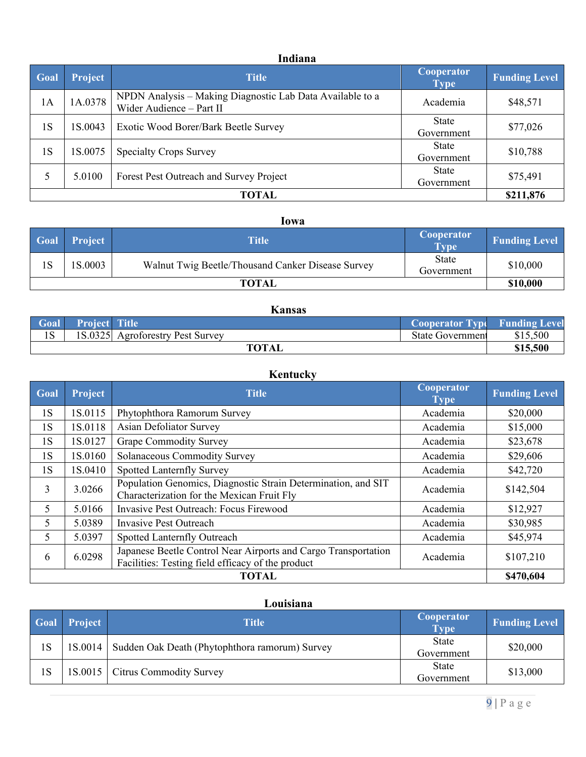### Indiana

| Goal | Project | Title | Cooperator Type | Funding Level |
|---|---|---|---|---|
| 1A | 1A.0378 | NPDN Analysis – Making Diagnostic Lab Data Available to a Wider Audience – Part II | Academia | $48,571 |
| 1S | 1S.0043 | Exotic Wood Borer/Bark Beetle Survey | State Government | $77,026 |
| 1S | 1S.0075 | Specialty Crops Survey | State Government | $10,788 |
| 5 | 5.0100 | Forest Pest Outreach and Survey Project | State Government | $75,491 |
| **TOTAL** | | | | **$211,876** |

### Iowa

| Goal | Project | Title | Cooperator Type | Funding Level |
|---|---|---|---|---|
| 1S | 1S.0003 | Walnut Twig Beetle/Thousand Canker Disease Survey | State Government | $10,000 |
| **TOTAL** | | | | **$10,000** |

### Kansas

| Goal | Project | Title | Cooperator Type | Funding Level |
|---|---|---|---|---|
| 1S | 1S.0325 | Agroforestry Pest Survey | State Government | $15,500 |
| **TOTAL** | | | | **$15,500** |

### Kentucky

| Goal | Project | Title | Cooperator Type | Funding Level |
|---|---|---|---|---|
| 1S | 1S.0115 | Phytophthora Ramorum Survey | Academia | $20,000 |
| 1S | 1S.0118 | Asian Defoliator Survey | Academia | $15,000 |
| 1S | 1S.0127 | Grape Commodity Survey | Academia | $23,678 |
| 1S | 1S.0160 | Solanaceous Commodity Survey | Academia | $29,606 |
| 1S | 1S.0410 | Spotted Lanternfly Survey | Academia | $42,720 |
| 3 | 3.0266 | Population Genomics, Diagnostic Strain Determination, and SIT Characterization for the Mexican Fruit Fly | Academia | $142,504 |
| 5 | 5.0166 | Invasive Pest Outreach: Focus Firewood | Academia | $12,927 |
| 5 | 5.0389 | Invasive Pest Outreach | Academia | $30,985 |
| 5 | 5.0397 | Spotted Lanternfly Outreach | Academia | $45,974 |
| 6 | 6.0298 | Japanese Beetle Control Near Airports and Cargo Transportation Facilities: Testing field efficacy of the product | Academia | $107,210 |
| **TOTAL** | | | | **$470,604** |

### Louisiana

| Goal | Project | Title | Cooperator Type | Funding Level |
|---|---|---|---|---|
| 1S | 1S.0014 | Sudden Oak Death (Phytophthora ramorum) Survey | State Government | $20,000 |
| 1S | 1S.0015 | Citrus Commodity Survey | State Government | $13,000 |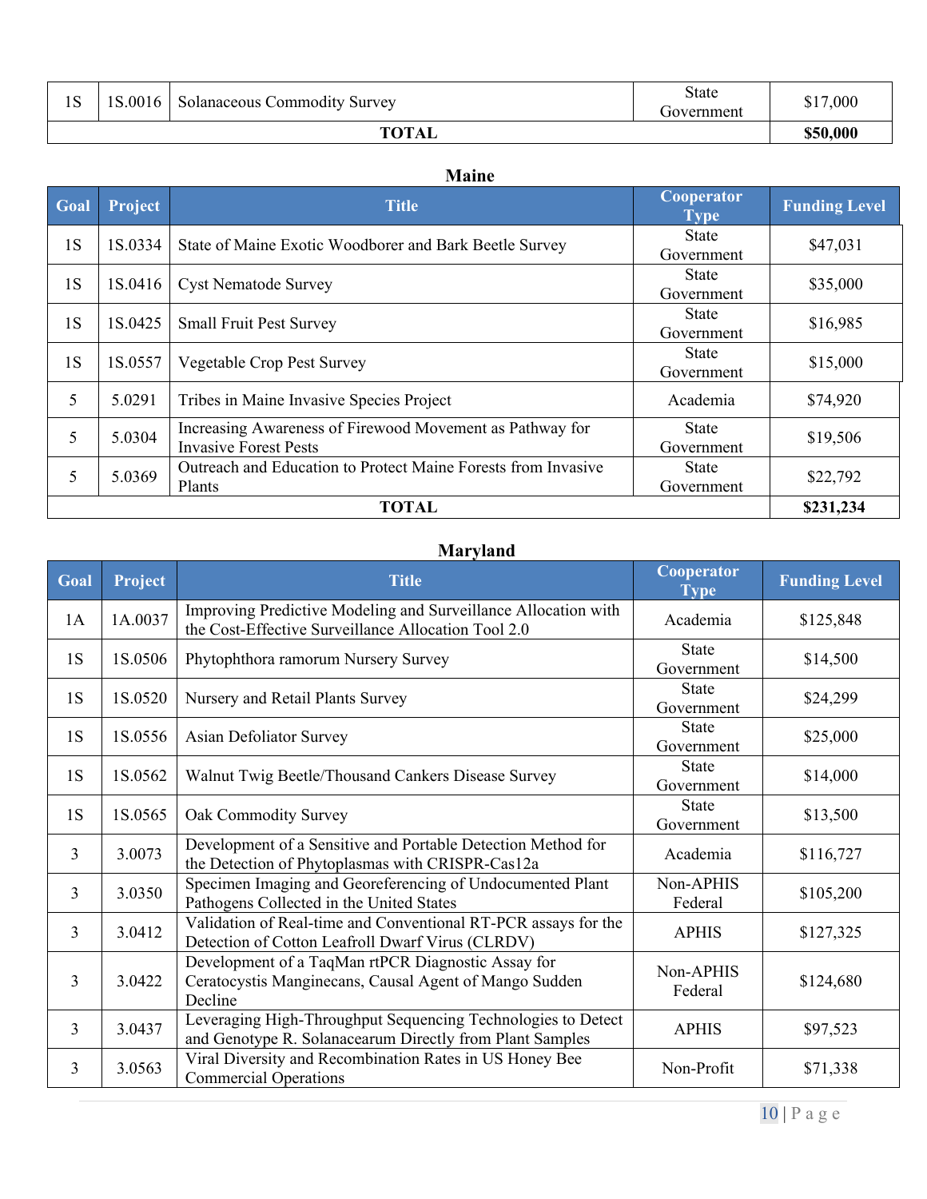| | | | | |
|---|---|---|---|---|
| 1S | 1S.0016 | Solanaceous Commodity Survey | State Government | $17,000 |
| **TOTAL** | | | | **$50,000** |

**Maine**

| Goal | Project | Title | Cooperator Type | Funding Level |
|---|---|---|---|---|
| 1S | 1S.0334 | State of Maine Exotic Woodborer and Bark Beetle Survey | State Government | $47,031 |
| 1S | 1S.0416 | Cyst Nematode Survey | State Government | $35,000 |
| 1S | 1S.0425 | Small Fruit Pest Survey | State Government | $16,985 |
| 1S | 1S.0557 | Vegetable Crop Pest Survey | State Government | $15,000 |
| 5 | 5.0291 | Tribes in Maine Invasive Species Project | Academia | $74,920 |
| 5 | 5.0304 | Increasing Awareness of Firewood Movement as Pathway for Invasive Forest Pests | State Government | $19,506 |
| 5 | 5.0369 | Outreach and Education to Protect Maine Forests from Invasive Plants | State Government | $22,792 |
| **TOTAL** | | | | **$231,234** |

**Maryland**

| Goal | Project | Title | Cooperator Type | Funding Level |
|---|---|---|---|---|
| 1A | 1A.0037 | Improving Predictive Modeling and Surveillance Allocation with the Cost-Effective Surveillance Allocation Tool 2.0 | Academia | $125,848 |
| 1S | 1S.0506 | Phytophthora ramorum Nursery Survey | State Government | $14,500 |
| 1S | 1S.0520 | Nursery and Retail Plants Survey | State Government | $24,299 |
| 1S | 1S.0556 | Asian Defoliator Survey | State Government | $25,000 |
| 1S | 1S.0562 | Walnut Twig Beetle/Thousand Cankers Disease Survey | State Government | $14,000 |
| 1S | 1S.0565 | Oak Commodity Survey | State Government | $13,500 |
| 3 | 3.0073 | Development of a Sensitive and Portable Detection Method for the Detection of Phytoplasmas with CRISPR-Cas12a | Academia | $116,727 |
| 3 | 3.0350 | Specimen Imaging and Georeferencing of Undocumented Plant Pathogens Collected in the United States | Non-APHIS Federal | $105,200 |
| 3 | 3.0412 | Validation of Real-time and Conventional RT-PCR assays for the Detection of Cotton Leafroll Dwarf Virus (CLRDV) | APHIS | $127,325 |
| 3 | 3.0422 | Development of a TaqMan rtPCR Diagnostic Assay for Ceratocystis Manginecans, Causal Agent of Mango Sudden Decline | Non-APHIS Federal | $124,680 |
| 3 | 3.0437 | Leveraging High-Throughput Sequencing Technologies to Detect and Genotype R. Solanacearum Directly from Plant Samples | APHIS | $97,523 |
| 3 | 3.0563 | Viral Diversity and Recombination Rates in US Honey Bee Commercial Operations | Non-Profit | $71,338 |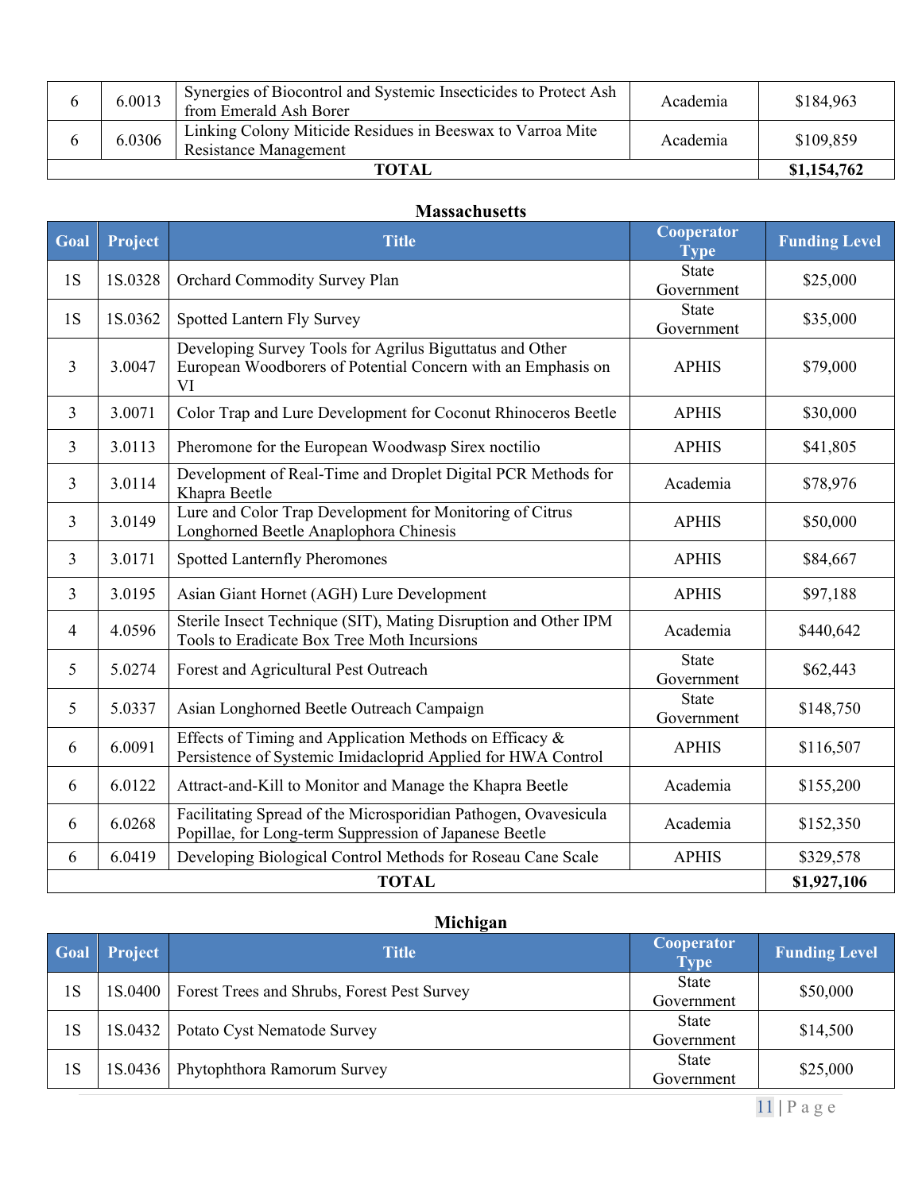| | | | | |
|---|---|---|---|---|
| 6 | 6.0013 | Synergies of Biocontrol and Systemic Insecticides to Protect Ash from Emerald Ash Borer | Academia | $184,963 |
| 6 | 6.0306 | Linking Colony Miticide Residues in Beeswax to Varroa Mite Resistance Management | Academia | $109,859 |
| **TOTAL** | | | | **$1,154,762** |

**Massachusetts**

| Goal | Project | Title | Cooperator Type | Funding Level |
|---|---|---|---|---|
| 1S | 1S.0328 | Orchard Commodity Survey Plan | State Government | $25,000 |
| 1S | 1S.0362 | Spotted Lantern Fly Survey | State Government | $35,000 |
| 3 | 3.0047 | Developing Survey Tools for Agrilus Biguttatus and Other European Woodborers of Potential Concern with an Emphasis on VI | APHIS | $79,000 |
| 3 | 3.0071 | Color Trap and Lure Development for Coconut Rhinoceros Beetle | APHIS | $30,000 |
| 3 | 3.0113 | Pheromone for the European Woodwasp Sirex noctilio | APHIS | $41,805 |
| 3 | 3.0114 | Development of Real-Time and Droplet Digital PCR Methods for Khapra Beetle | Academia | $78,976 |
| 3 | 3.0149 | Lure and Color Trap Development for Monitoring of Citrus Longhorned Beetle Anaplophora Chinesis | APHIS | $50,000 |
| 3 | 3.0171 | Spotted Lanternfly Pheromones | APHIS | $84,667 |
| 3 | 3.0195 | Asian Giant Hornet (AGH) Lure Development | APHIS | $97,188 |
| 4 | 4.0596 | Sterile Insect Technique (SIT), Mating Disruption and Other IPM Tools to Eradicate Box Tree Moth Incursions | Academia | $440,642 |
| 5 | 5.0274 | Forest and Agricultural Pest Outreach | State Government | $62,443 |
| 5 | 5.0337 | Asian Longhorned Beetle Outreach Campaign | State Government | $148,750 |
| 6 | 6.0091 | Effects of Timing and Application Methods on Efficacy & Persistence of Systemic Imidacloprid Applied for HWA Control | APHIS | $116,507 |
| 6 | 6.0122 | Attract-and-Kill to Monitor and Manage the Khapra Beetle | Academia | $155,200 |
| 6 | 6.0268 | Facilitating Spread of the Microsporidian Pathogen, Ovavesicula Popillae, for Long-term Suppression of Japanese Beetle | Academia | $152,350 |
| 6 | 6.0419 | Developing Biological Control Methods for Roseau Cane Scale | APHIS | $329,578 |
| **TOTAL** | | | | **$1,927,106** |

**Michigan**

| Goal | Project | Title | Cooperator Type | Funding Level |
|---|---|---|---|---|
| 1S | 1S.0400 | Forest Trees and Shrubs, Forest Pest Survey | State Government | $50,000 |
| 1S | 1S.0432 | Potato Cyst Nematode Survey | State Government | $14,500 |
| 1S | 1S.0436 | Phytophthora Ramorum Survey | State Government | $25,000 |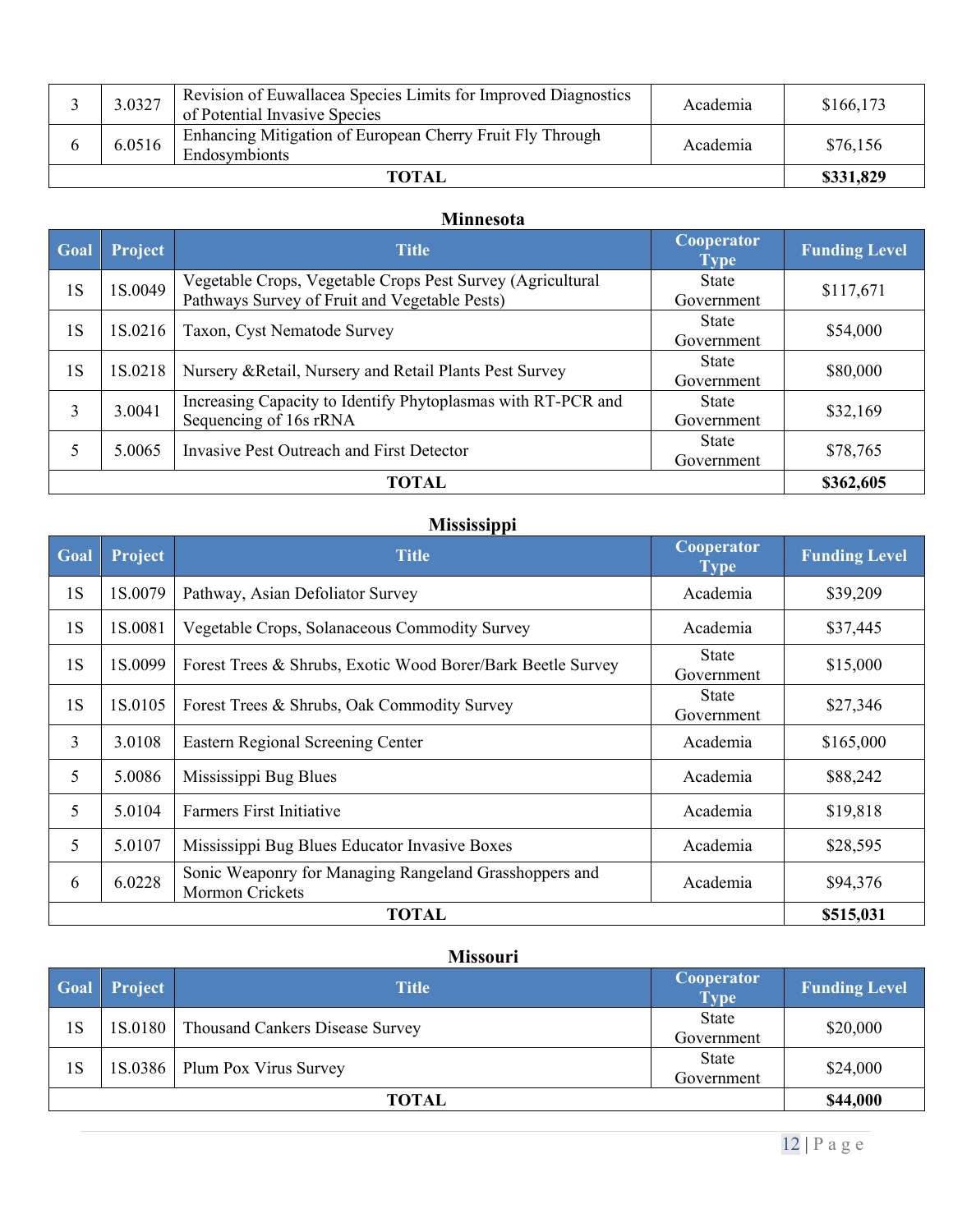| | | | | |
|---|---|---|---|---|
| 3 | 3.0327 | Revision of Euwallacea Species Limits for Improved Diagnostics of Potential Invasive Species | Academia | $166,173 |
| 6 | 6.0516 | Enhancing Mitigation of European Cherry Fruit Fly Through Endosymbionts | Academia | $76,156 |
| **TOTAL** | | | | **$331,829** |

### Minnesota

| Goal | Project | Title | Cooperator Type | Funding Level |
|---|---|---|---|---|
| 1S | 1S.0049 | Vegetable Crops, Vegetable Crops Pest Survey (Agricultural Pathways Survey of Fruit and Vegetable Pests) | State Government | $117,671 |
| 1S | 1S.0216 | Taxon, Cyst Nematode Survey | State Government | $54,000 |
| 1S | 1S.0218 | Nursery &Retail, Nursery and Retail Plants Pest Survey | State Government | $80,000 |
| 3 | 3.0041 | Increasing Capacity to Identify Phytoplasmas with RT-PCR and Sequencing of 16s rRNA | State Government | $32,169 |
| 5 | 5.0065 | Invasive Pest Outreach and First Detector | State Government | $78,765 |
| **TOTAL** | | | | **$362,605** |

### Mississippi

| Goal | Project | Title | Cooperator Type | Funding Level |
|---|---|---|---|---|
| 1S | 1S.0079 | Pathway, Asian Defoliator Survey | Academia | $39,209 |
| 1S | 1S.0081 | Vegetable Crops, Solanaceous Commodity Survey | Academia | $37,445 |
| 1S | 1S.0099 | Forest Trees & Shrubs, Exotic Wood Borer/Bark Beetle Survey | State Government | $15,000 |
| 1S | 1S.0105 | Forest Trees & Shrubs, Oak Commodity Survey | State Government | $27,346 |
| 3 | 3.0108 | Eastern Regional Screening Center | Academia | $165,000 |
| 5 | 5.0086 | Mississippi Bug Blues | Academia | $88,242 |
| 5 | 5.0104 | Farmers First Initiative | Academia | $19,818 |
| 5 | 5.0107 | Mississippi Bug Blues Educator Invasive Boxes | Academia | $28,595 |
| 6 | 6.0228 | Sonic Weaponry for Managing Rangeland Grasshoppers and Mormon Crickets | Academia | $94,376 |
| **TOTAL** | | | | **$515,031** |

### Missouri

| Goal | Project | Title | Cooperator Type | Funding Level |
|---|---|---|---|---|
| 1S | 1S.0180 | Thousand Cankers Disease Survey | State Government | $20,000 |
| 1S | 1S.0386 | Plum Pox Virus Survey | State Government | $24,000 |
| **TOTAL** | | | | **$44,000** |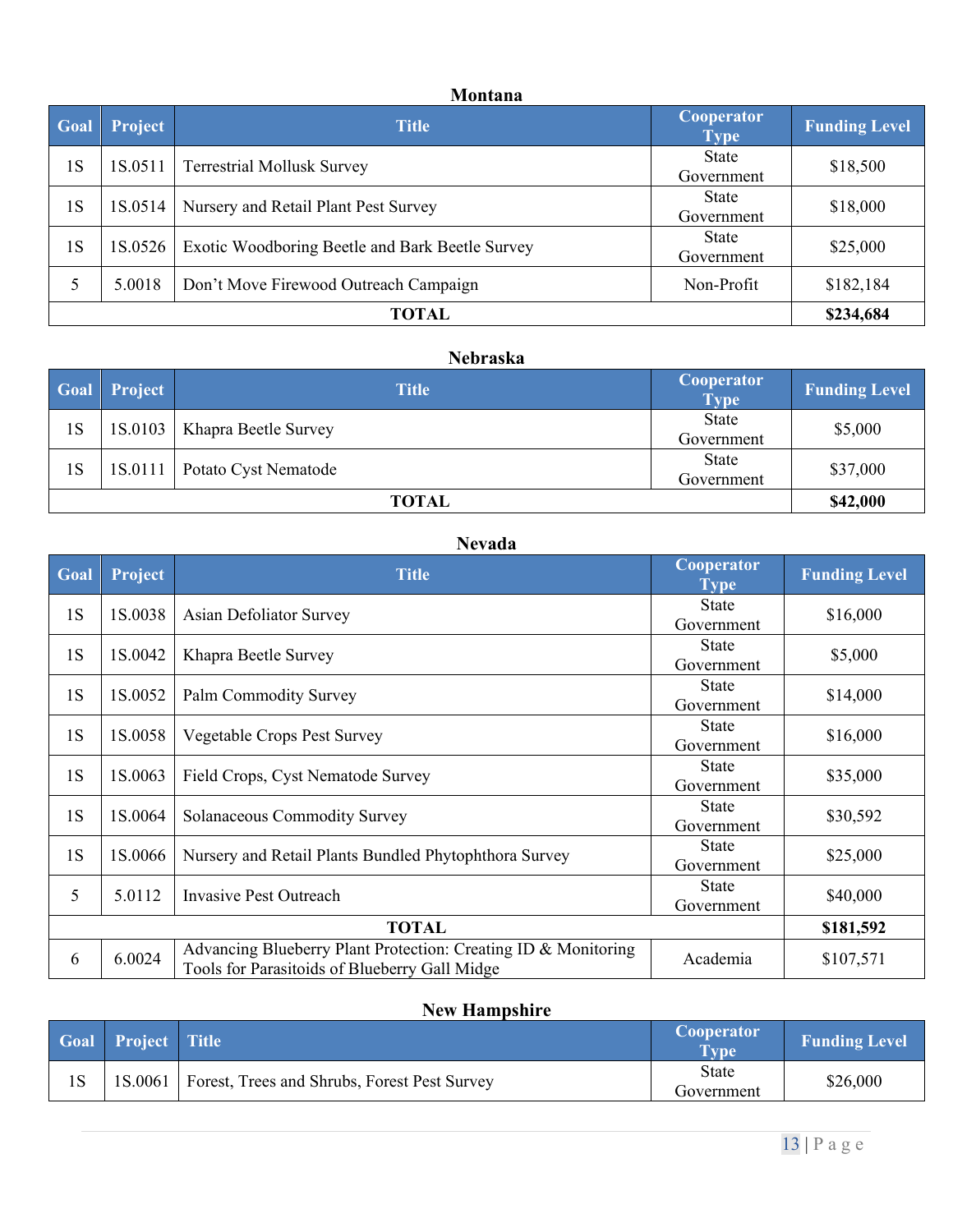### Montana

| Goal | Project | Title | Cooperator Type | Funding Level |
|---|---|---|---|---|
| 1S | 1S.0511 | Terrestrial Mollusk Survey | State Government | $18,500 |
| 1S | 1S.0514 | Nursery and Retail Plant Pest Survey | State Government | $18,000 |
| 1S | 1S.0526 | Exotic Woodboring Beetle and Bark Beetle Survey | State Government | $25,000 |
| 5 | 5.0018 | Don't Move Firewood Outreach Campaign | Non-Profit | $182,184 |
| | | **TOTAL** | | **$234,684** |

### Nebraska

| Goal | Project | Title | Cooperator Type | Funding Level |
|---|---|---|---|---|
| 1S | 1S.0103 | Khapra Beetle Survey | State Government | $5,000 |
| 1S | 1S.0111 | Potato Cyst Nematode | State Government | $37,000 |
| | | **TOTAL** | | **$42,000** |

### Nevada

| Goal | Project | Title | Cooperator Type | Funding Level |
|---|---|---|---|---|
| 1S | 1S.0038 | Asian Defoliator Survey | State Government | $16,000 |
| 1S | 1S.0042 | Khapra Beetle Survey | State Government | $5,000 |
| 1S | 1S.0052 | Palm Commodity Survey | State Government | $14,000 |
| 1S | 1S.0058 | Vegetable Crops Pest Survey | State Government | $16,000 |
| 1S | 1S.0063 | Field Crops, Cyst Nematode Survey | State Government | $35,000 |
| 1S | 1S.0064 | Solanaceous Commodity Survey | State Government | $30,592 |
| 1S | 1S.0066 | Nursery and Retail Plants Bundled Phytophthora Survey | State Government | $25,000 |
| 5 | 5.0112 | Invasive Pest Outreach | State Government | $40,000 |
| | | **TOTAL** | | **$181,592** |
| 6 | 6.0024 | Advancing Blueberry Plant Protection: Creating ID & Monitoring Tools for Parasitoids of Blueberry Gall Midge | Academia | $107,571 |

### New Hampshire

| Goal | Project | Title | Cooperator Type | Funding Level |
|---|---|---|---|---|
| 1S | 1S.0061 | Forest, Trees and Shrubs, Forest Pest Survey | State Government | $26,000 |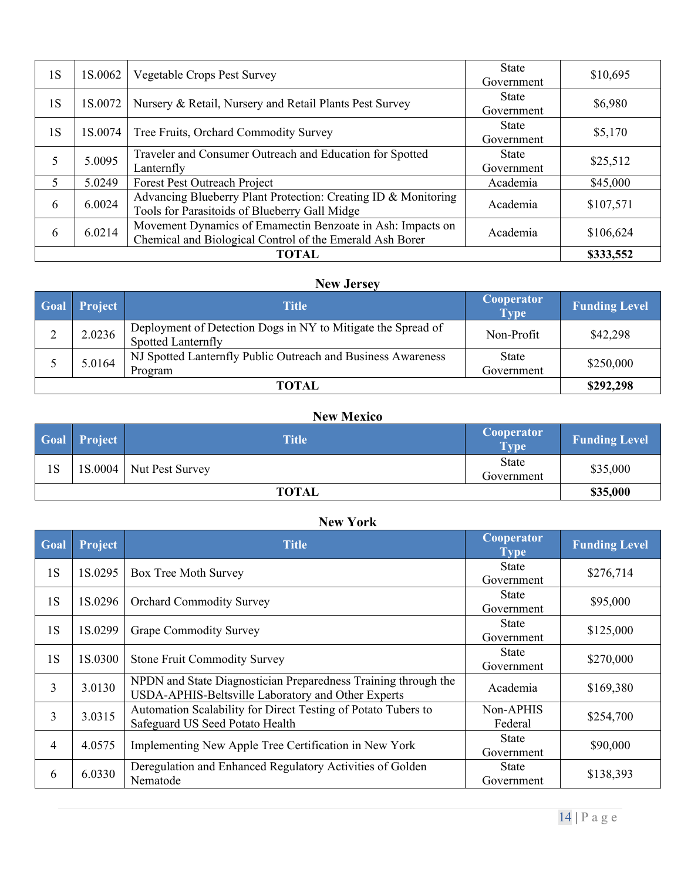| Goal | Project | Title | Cooperator Type | Funding Level |
|---|---|---|---|---|
| 1S | 1S.0062 | Vegetable Crops Pest Survey | State Government | $10,695 |
| 1S | 1S.0072 | Nursery & Retail, Nursery and Retail Plants Pest Survey | State Government | $6,980 |
| 1S | 1S.0074 | Tree Fruits, Orchard Commodity Survey | State Government | $5,170 |
| 5 | 5.0095 | Traveler and Consumer Outreach and Education for Spotted Lanternfly | State Government | $25,512 |
| 5 | 5.0249 | Forest Pest Outreach Project | Academia | $45,000 |
| 6 | 6.0024 | Advancing Blueberry Plant Protection: Creating ID & Monitoring Tools for Parasitoids of Blueberry Gall Midge | Academia | $107,571 |
| 6 | 6.0214 | Movement Dynamics of Emamectin Benzoate in Ash: Impacts on Chemical and Biological Control of the Emerald Ash Borer | Academia | $106,624 |
| **TOTAL** | | | | **$333,552** |

**New Jersey**

| Goal | Project | Title | Cooperator Type | Funding Level |
|---|---|---|---|---|
| 2 | 2.0236 | Deployment of Detection Dogs in NY to Mitigate the Spread of Spotted Lanternfly | Non-Profit | $42,298 |
| 5 | 5.0164 | NJ Spotted Lanternfly Public Outreach and Business Awareness Program | State Government | $250,000 |
| **TOTAL** | | | | **$292,298** |

**New Mexico**

| Goal | Project | Title | Cooperator Type | Funding Level |
|---|---|---|---|---|
| 1S | 1S.0004 | Nut Pest Survey | State Government | $35,000 |
| **TOTAL** | | | | **$35,000** |

**New York**

| Goal | Project | Title | Cooperator Type | Funding Level |
|---|---|---|---|---|
| 1S | 1S.0295 | Box Tree Moth Survey | State Government | $276,714 |
| 1S | 1S.0296 | Orchard Commodity Survey | State Government | $95,000 |
| 1S | 1S.0299 | Grape Commodity Survey | State Government | $125,000 |
| 1S | 1S.0300 | Stone Fruit Commodity Survey | State Government | $270,000 |
| 3 | 3.0130 | NPDN and State Diagnostician Preparedness Training through the USDA-APHIS-Beltsville Laboratory and Other Experts | Academia | $169,380 |
| 3 | 3.0315 | Automation Scalability for Direct Testing of Potato Tubers to Safeguard US Seed Potato Health | Non-APHIS Federal | $254,700 |
| 4 | 4.0575 | Implementing New Apple Tree Certification in New York | State Government | $90,000 |
| 6 | 6.0330 | Deregulation and Enhanced Regulatory Activities of Golden Nematode | State Government | $138,393 |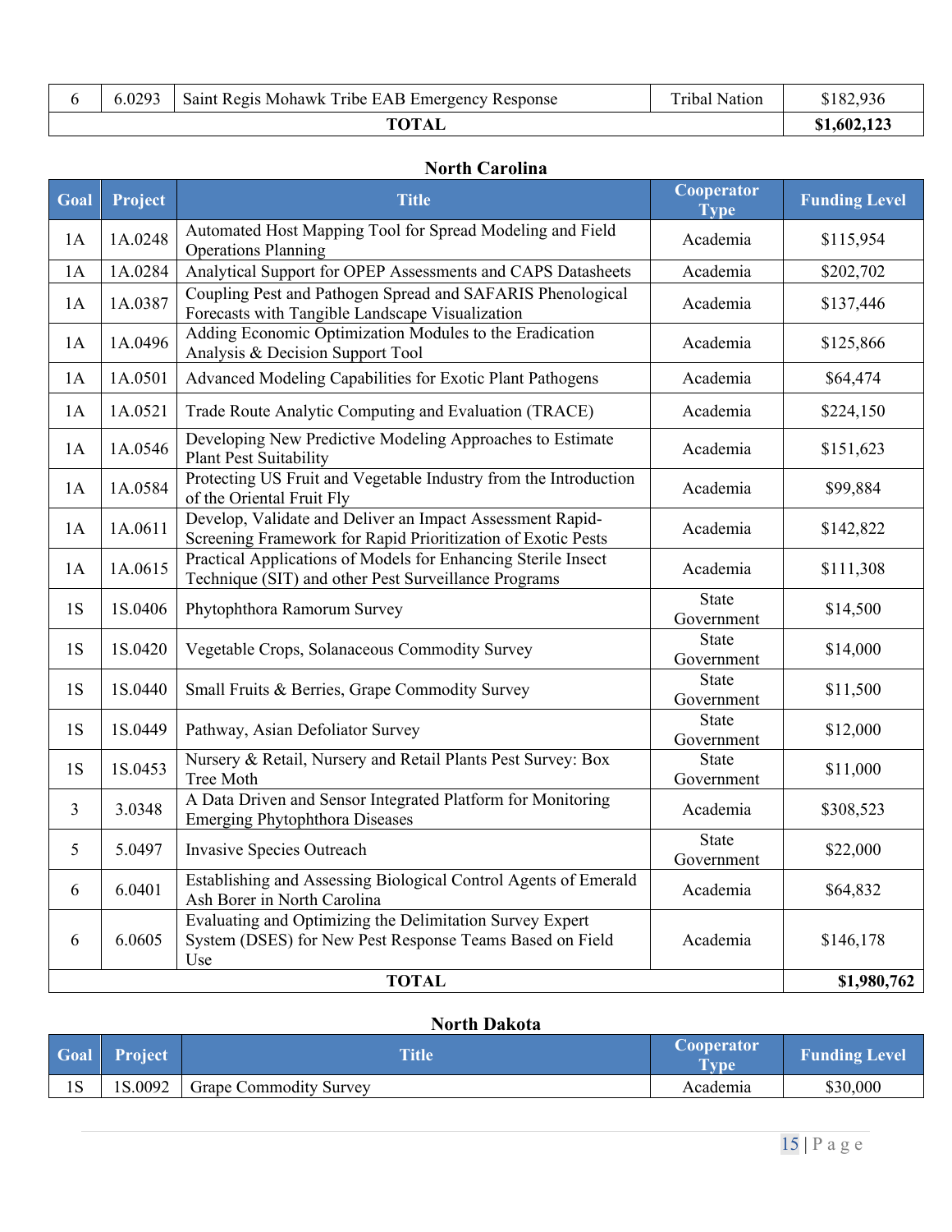| 6 | 6.0293 | Saint Regis Mohawk Tribe EAB Emergency Response | Tribal Nation | $182,936 |
|---|---|---|---|---|
| | | **TOTAL** | | **$1,602,123** |

### North Carolina

| Goal | Project | Title | Cooperator Type | Funding Level |
|---|---|---|---|---|
| 1A | 1A.0248 | Automated Host Mapping Tool for Spread Modeling and Field Operations Planning | Academia | $115,954 |
| 1A | 1A.0284 | Analytical Support for OPEP Assessments and CAPS Datasheets | Academia | $202,702 |
| 1A | 1A.0387 | Coupling Pest and Pathogen Spread and SAFARIS Phenological Forecasts with Tangible Landscape Visualization | Academia | $137,446 |
| 1A | 1A.0496 | Adding Economic Optimization Modules to the Eradication Analysis & Decision Support Tool | Academia | $125,866 |
| 1A | 1A.0501 | Advanced Modeling Capabilities for Exotic Plant Pathogens | Academia | $64,474 |
| 1A | 1A.0521 | Trade Route Analytic Computing and Evaluation (TRACE) | Academia | $224,150 |
| 1A | 1A.0546 | Developing New Predictive Modeling Approaches to Estimate Plant Pest Suitability | Academia | $151,623 |
| 1A | 1A.0584 | Protecting US Fruit and Vegetable Industry from the Introduction of the Oriental Fruit Fly | Academia | $99,884 |
| 1A | 1A.0611 | Develop, Validate and Deliver an Impact Assessment Rapid-Screening Framework for Rapid Prioritization of Exotic Pests | Academia | $142,822 |
| 1A | 1A.0615 | Practical Applications of Models for Enhancing Sterile Insect Technique (SIT) and other Pest Surveillance Programs | Academia | $111,308 |
| 1S | 1S.0406 | Phytophthora Ramorum Survey | State Government | $14,500 |
| 1S | 1S.0420 | Vegetable Crops, Solanaceous Commodity Survey | State Government | $14,000 |
| 1S | 1S.0440 | Small Fruits & Berries, Grape Commodity Survey | State Government | $11,500 |
| 1S | 1S.0449 | Pathway, Asian Defoliator Survey | State Government | $12,000 |
| 1S | 1S.0453 | Nursery & Retail, Nursery and Retail Plants Pest Survey: Box Tree Moth | State Government | $11,000 |
| 3 | 3.0348 | A Data Driven and Sensor Integrated Platform for Monitoring Emerging Phytophthora Diseases | Academia | $308,523 |
| 5 | 5.0497 | Invasive Species Outreach | State Government | $22,000 |
| 6 | 6.0401 | Establishing and Assessing Biological Control Agents of Emerald Ash Borer in North Carolina | Academia | $64,832 |
| 6 | 6.0605 | Evaluating and Optimizing the Delimitation Survey Expert System (DSES) for New Pest Response Teams Based on Field Use | Academia | $146,178 |
| | | **TOTAL** | | **$1,980,762** |

### North Dakota

| Goal | Project | Title | Cooperator Type | Funding Level |
|---|---|---|---|---|
| 1S | 1S.0092 | Grape Commodity Survey | Academia | $30,000 |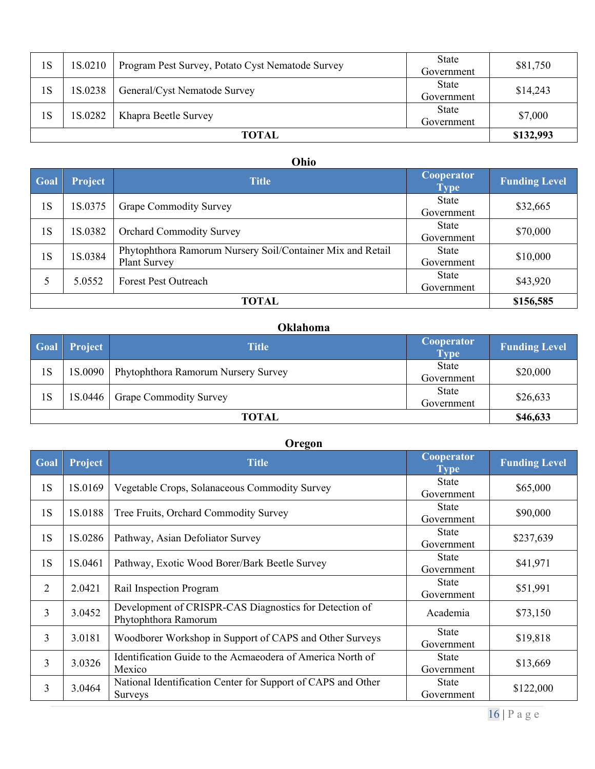| Goal | Project | Title | Cooperator Type | Funding Level |
|---|---|---|---|---|
| 1S | 1S.0210 | Program Pest Survey, Potato Cyst Nematode Survey | State Government | $81,750 |
| 1S | 1S.0238 | General/Cyst Nematode Survey | State Government | $14,243 |
| 1S | 1S.0282 | Khapra Beetle Survey | State Government | $7,000 |
| **TOTAL** | | | | **$132,993** |

### Ohio

| Goal | Project | Title | Cooperator Type | Funding Level |
|---|---|---|---|---|
| 1S | 1S.0375 | Grape Commodity Survey | State Government | $32,665 |
| 1S | 1S.0382 | Orchard Commodity Survey | State Government | $70,000 |
| 1S | 1S.0384 | Phytophthora Ramorum Nursery Soil/Container Mix and Retail Plant Survey | State Government | $10,000 |
| 5 | 5.0552 | Forest Pest Outreach | State Government | $43,920 |
| **TOTAL** | | | | **$156,585** |

### Oklahoma

| Goal | Project | Title | Cooperator Type | Funding Level |
|---|---|---|---|---|
| 1S | 1S.0090 | Phytophthora Ramorum Nursery Survey | State Government | $20,000 |
| 1S | 1S.0446 | Grape Commodity Survey | State Government | $26,633 |
| **TOTAL** | | | | **$46,633** |

### Oregon

| Goal | Project | Title | Cooperator Type | Funding Level |
|---|---|---|---|---|
| 1S | 1S.0169 | Vegetable Crops, Solanaceous Commodity Survey | State Government | $65,000 |
| 1S | 1S.0188 | Tree Fruits, Orchard Commodity Survey | State Government | $90,000 |
| 1S | 1S.0286 | Pathway, Asian Defoliator Survey | State Government | $237,639 |
| 1S | 1S.0461 | Pathway, Exotic Wood Borer/Bark Beetle Survey | State Government | $41,971 |
| 2 | 2.0421 | Rail Inspection Program | State Government | $51,991 |
| 3 | 3.0452 | Development of CRISPR-CAS Diagnostics for Detection of Phytophthora Ramorum | Academia | $73,150 |
| 3 | 3.0181 | Woodborer Workshop in Support of CAPS and Other Surveys | State Government | $19,818 |
| 3 | 3.0326 | Identification Guide to the Acmaeodera of America North of Mexico | State Government | $13,669 |
| 3 | 3.0464 | National Identification Center for Support of CAPS and Other Surveys | State Government | $122,000 |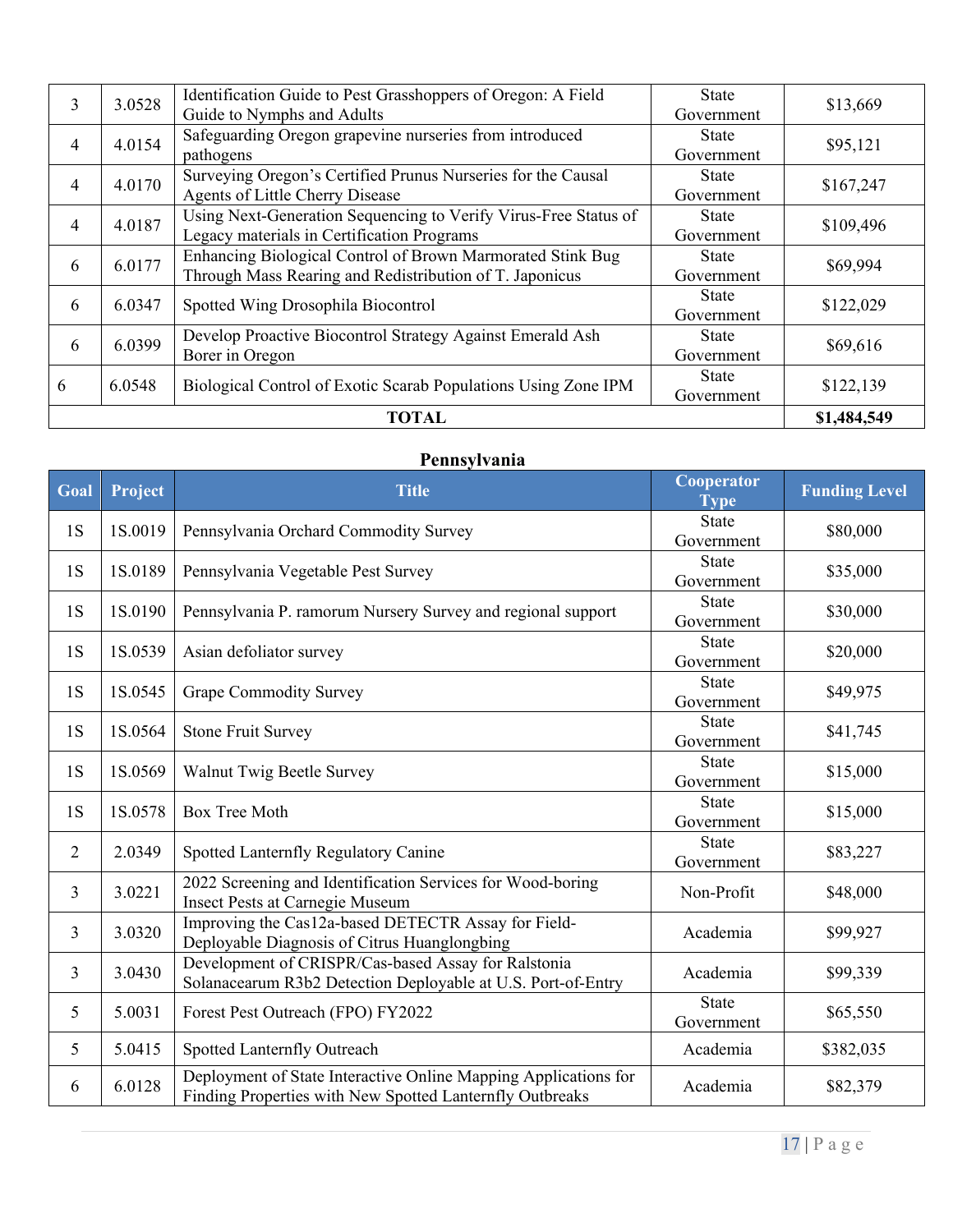| | | | | |
|---|---|---|---|---|
| 3 | 3.0528 | Identification Guide to Pest Grasshoppers of Oregon: A Field Guide to Nymphs and Adults | State Government | $13,669 |
| 4 | 4.0154 | Safeguarding Oregon grapevine nurseries from introduced pathogens | State Government | $95,121 |
| 4 | 4.0170 | Surveying Oregon's Certified Prunus Nurseries for the Causal Agents of Little Cherry Disease | State Government | $167,247 |
| 4 | 4.0187 | Using Next-Generation Sequencing to Verify Virus-Free Status of Legacy materials in Certification Programs | State Government | $109,496 |
| 6 | 6.0177 | Enhancing Biological Control of Brown Marmorated Stink Bug Through Mass Rearing and Redistribution of T. Japonicus | State Government | $69,994 |
| 6 | 6.0347 | Spotted Wing Drosophila Biocontrol | State Government | $122,029 |
| 6 | 6.0399 | Develop Proactive Biocontrol Strategy Against Emerald Ash Borer in Oregon | State Government | $69,616 |
| 6 | 6.0548 | Biological Control of Exotic Scarab Populations Using Zone IPM | State Government | $122,139 |
| **TOTAL** | | | | **$1,484,549** |

**Pennsylvania**

| Goal | Project | Title | Cooperator Type | Funding Level |
|---|---|---|---|---|
| 1S | 1S.0019 | Pennsylvania Orchard Commodity Survey | State Government | $80,000 |
| 1S | 1S.0189 | Pennsylvania Vegetable Pest Survey | State Government | $35,000 |
| 1S | 1S.0190 | Pennsylvania P. ramorum Nursery Survey and regional support | State Government | $30,000 |
| 1S | 1S.0539 | Asian defoliator survey | State Government | $20,000 |
| 1S | 1S.0545 | Grape Commodity Survey | State Government | $49,975 |
| 1S | 1S.0564 | Stone Fruit Survey | State Government | $41,745 |
| 1S | 1S.0569 | Walnut Twig Beetle Survey | State Government | $15,000 |
| 1S | 1S.0578 | Box Tree Moth | State Government | $15,000 |
| 2 | 2.0349 | Spotted Lanternfly Regulatory Canine | State Government | $83,227 |
| 3 | 3.0221 | 2022 Screening and Identification Services for Wood-boring Insect Pests at Carnegie Museum | Non-Profit | $48,000 |
| 3 | 3.0320 | Improving the Cas12a-based DETECTR Assay for Field-Deployable Diagnosis of Citrus Huanglongbing | Academia | $99,927 |
| 3 | 3.0430 | Development of CRISPR/Cas-based Assay for Ralstonia Solanacearum R3b2 Detection Deployable at U.S. Port-of-Entry | Academia | $99,339 |
| 5 | 5.0031 | Forest Pest Outreach (FPO) FY2022 | State Government | $65,550 |
| 5 | 5.0415 | Spotted Lanternfly Outreach | Academia | $382,035 |
| 6 | 6.0128 | Deployment of State Interactive Online Mapping Applications for Finding Properties with New Spotted Lanternfly Outbreaks | Academia | $82,379 |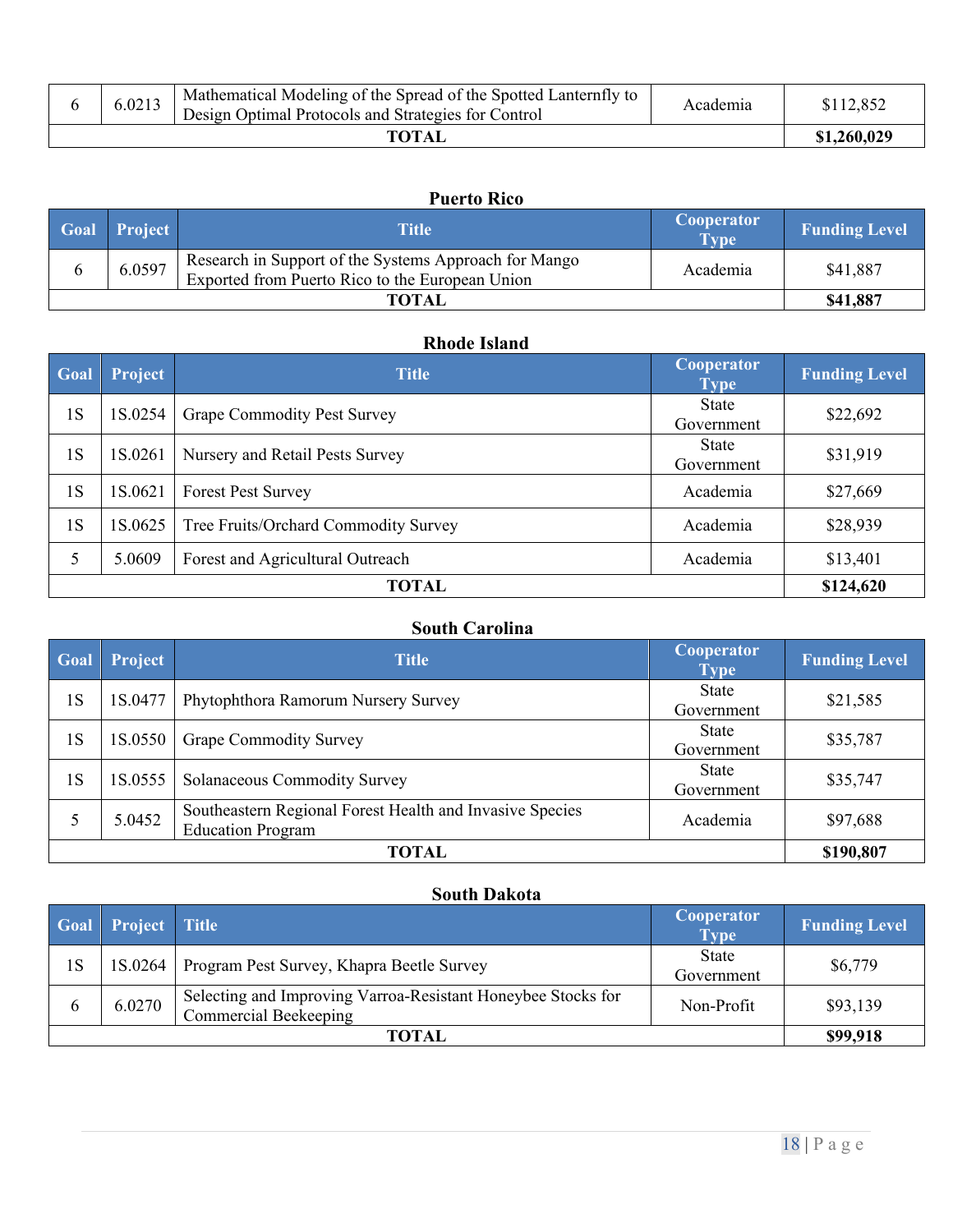| | | | | |
|---|---|---|---|---|
| 6 | 6.0213 | Mathematical Modeling of the Spread of the Spotted Lanternfly to Design Optimal Protocols and Strategies for Control | Academia | $112,852 |
| **TOTAL** | | | | **$1,260,029** |

**Puerto Rico**

| Goal | Project | Title | Cooperator Type | Funding Level |
|---|---|---|---|---|
| 6 | 6.0597 | Research in Support of the Systems Approach for Mango Exported from Puerto Rico to the European Union | Academia | $41,887 |
| **TOTAL** | | | | **$41,887** |

**Rhode Island**

| Goal | Project | Title | Cooperator Type | Funding Level |
|---|---|---|---|---|
| 1S | 1S.0254 | Grape Commodity Pest Survey | State Government | $22,692 |
| 1S | 1S.0261 | Nursery and Retail Pests Survey | State Government | $31,919 |
| 1S | 1S.0621 | Forest Pest Survey | Academia | $27,669 |
| 1S | 1S.0625 | Tree Fruits/Orchard Commodity Survey | Academia | $28,939 |
| 5 | 5.0609 | Forest and Agricultural Outreach | Academia | $13,401 |
| **TOTAL** | | | | **$124,620** |

**South Carolina**

| Goal | Project | Title | Cooperator Type | Funding Level |
|---|---|---|---|---|
| 1S | 1S.0477 | Phytophthora Ramorum Nursery Survey | State Government | $21,585 |
| 1S | 1S.0550 | Grape Commodity Survey | State Government | $35,787 |
| 1S | 1S.0555 | Solanaceous Commodity Survey | State Government | $35,747 |
| 5 | 5.0452 | Southeastern Regional Forest Health and Invasive Species Education Program | Academia | $97,688 |
| **TOTAL** | | | | **$190,807** |

**South Dakota**

| Goal | Project | Title | Cooperator Type | Funding Level |
|---|---|---|---|---|
| 1S | 1S.0264 | Program Pest Survey, Khapra Beetle Survey | State Government | $6,779 |
| 6 | 6.0270 | Selecting and Improving Varroa-Resistant Honeybee Stocks for Commercial Beekeeping | Non-Profit | $93,139 |
| **TOTAL** | | | | **$99,918** |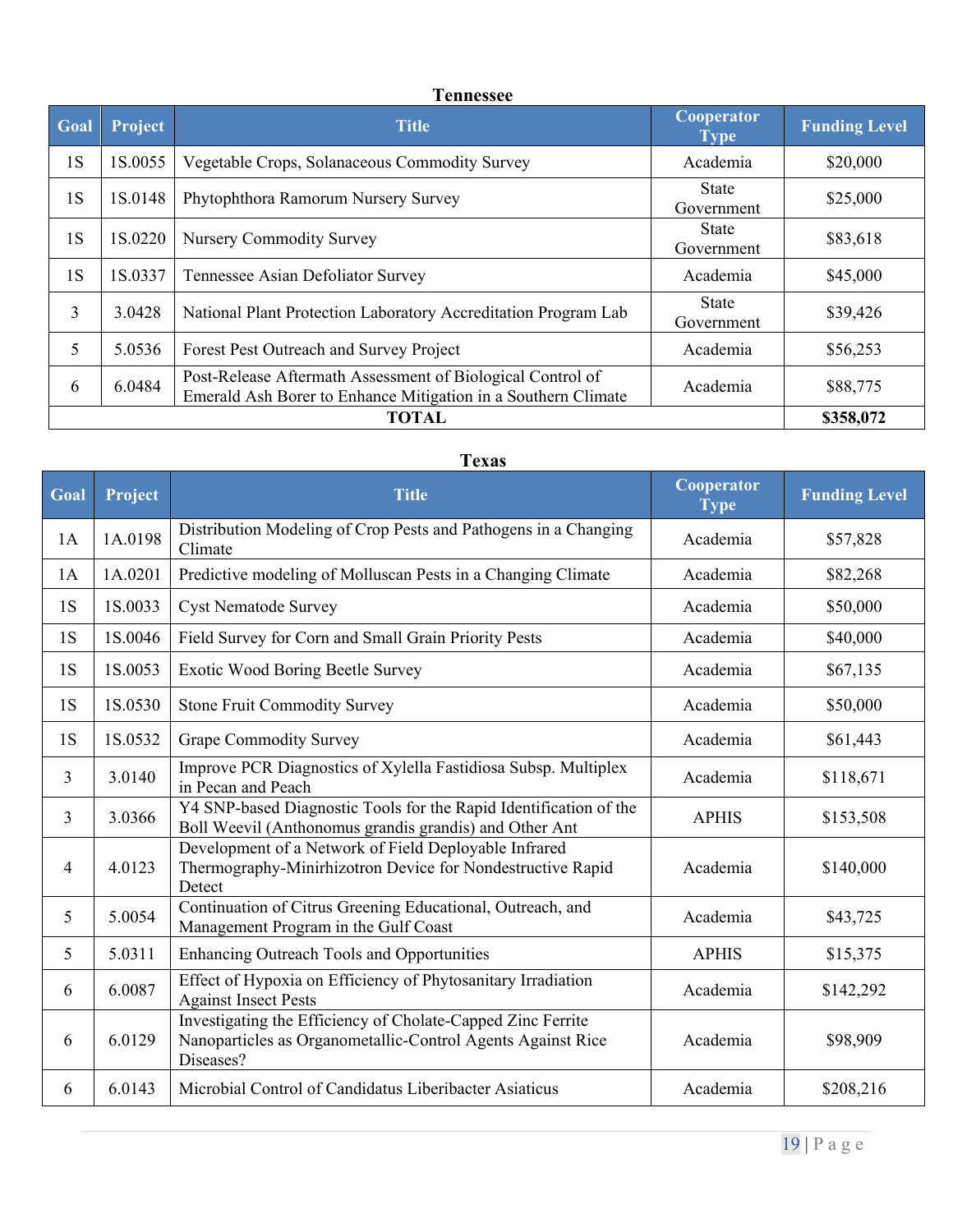### Tennessee

| Goal | Project | Title | Cooperator Type | Funding Level |
|---|---|---|---|---|
| 1S | 1S.0055 | Vegetable Crops, Solanaceous Commodity Survey | Academia | $20,000 |
| 1S | 1S.0148 | Phytophthora Ramorum Nursery Survey | State Government | $25,000 |
| 1S | 1S.0220 | Nursery Commodity Survey | State Government | $83,618 |
| 1S | 1S.0337 | Tennessee Asian Defoliator Survey | Academia | $45,000 |
| 3 | 3.0428 | National Plant Protection Laboratory Accreditation Program Lab | State Government | $39,426 |
| 5 | 5.0536 | Forest Pest Outreach and Survey Project | Academia | $56,253 |
| 6 | 6.0484 | Post-Release Aftermath Assessment of Biological Control of Emerald Ash Borer to Enhance Mitigation in a Southern Climate | Academia | $88,775 |
| | | **TOTAL** | | **$358,072** |

### Texas

| Goal | Project | Title | Cooperator Type | Funding Level |
|---|---|---|---|---|
| 1A | 1A.0198 | Distribution Modeling of Crop Pests and Pathogens in a Changing Climate | Academia | $57,828 |
| 1A | 1A.0201 | Predictive modeling of Molluscan Pests in a Changing Climate | Academia | $82,268 |
| 1S | 1S.0033 | Cyst Nematode Survey | Academia | $50,000 |
| 1S | 1S.0046 | Field Survey for Corn and Small Grain Priority Pests | Academia | $40,000 |
| 1S | 1S.0053 | Exotic Wood Boring Beetle Survey | Academia | $67,135 |
| 1S | 1S.0530 | Stone Fruit Commodity Survey | Academia | $50,000 |
| 1S | 1S.0532 | Grape Commodity Survey | Academia | $61,443 |
| 3 | 3.0140 | Improve PCR Diagnostics of Xylella Fastidiosa Subsp. Multiplex in Pecan and Peach | Academia | $118,671 |
| 3 | 3.0366 | Y4 SNP-based Diagnostic Tools for the Rapid Identification of the Boll Weevil (Anthonomus grandis grandis) and Other Ant | APHIS | $153,508 |
| 4 | 4.0123 | Development of a Network of Field Deployable Infrared Thermography-Minirhizotron Device for Nondestructive Rapid Detect | Academia | $140,000 |
| 5 | 5.0054 | Continuation of Citrus Greening Educational, Outreach, and Management Program in the Gulf Coast | Academia | $43,725 |
| 5 | 5.0311 | Enhancing Outreach Tools and Opportunities | APHIS | $15,375 |
| 6 | 6.0087 | Effect of Hypoxia on Efficiency of Phytosanitary Irradiation Against Insect Pests | Academia | $142,292 |
| 6 | 6.0129 | Investigating the Efficiency of Cholate-Capped Zinc Ferrite Nanoparticles as Organometallic-Control Agents Against Rice Diseases? | Academia | $98,909 |
| 6 | 6.0143 | Microbial Control of Candidatus Liberibacter Asiaticus | Academia | $208,216 |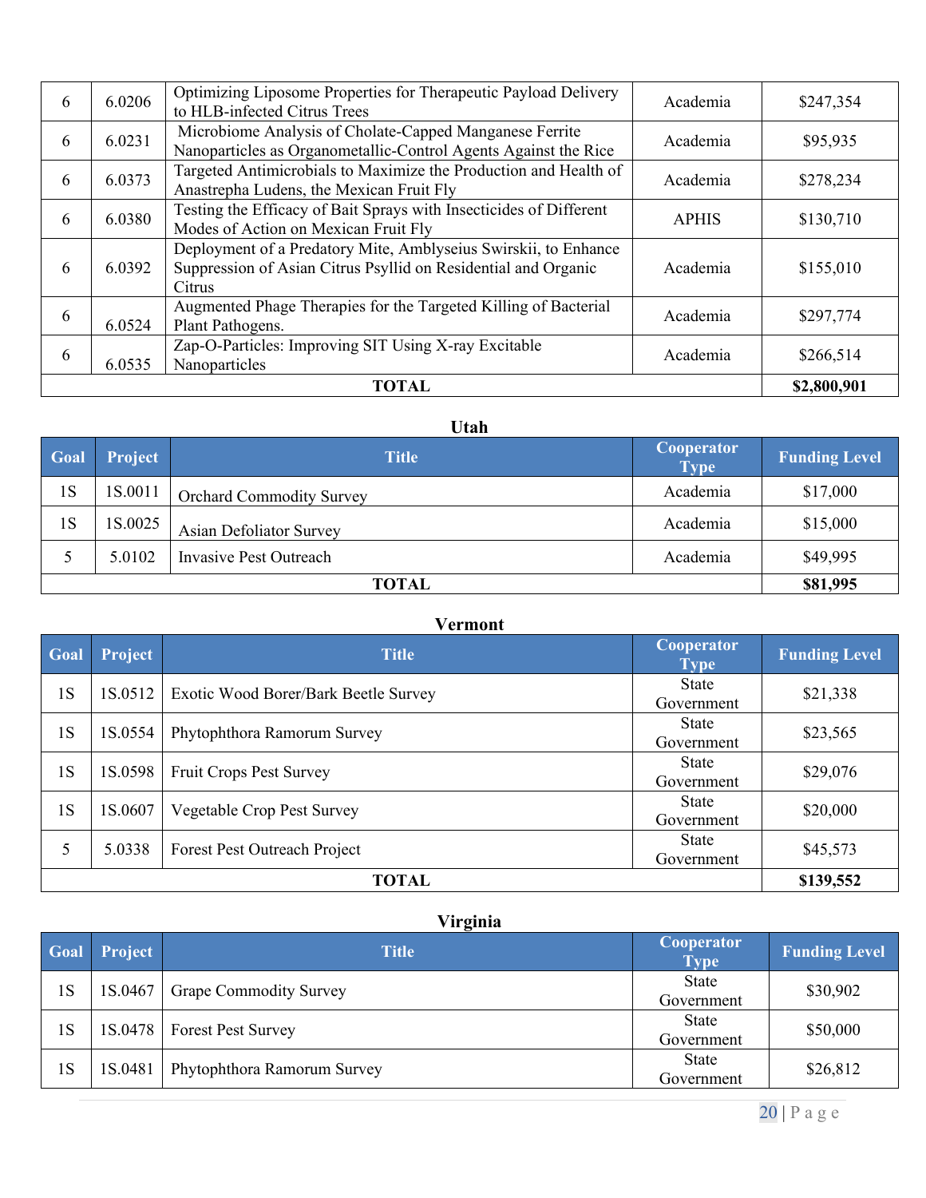| | | | | |
|---|---|---|---|---|
| 6 | 6.0206 | Optimizing Liposome Properties for Therapeutic Payload Delivery to HLB-infected Citrus Trees | Academia | $247,354 |
| 6 | 6.0231 | Microbiome Analysis of Cholate-Capped Manganese Ferrite Nanoparticles as Organometallic-Control Agents Against the Rice | Academia | $95,935 |
| 6 | 6.0373 | Targeted Antimicrobials to Maximize the Production and Health of Anastrepha Ludens, the Mexican Fruit Fly | Academia | $278,234 |
| 6 | 6.0380 | Testing the Efficacy of Bait Sprays with Insecticides of Different Modes of Action on Mexican Fruit Fly | APHIS | $130,710 |
| 6 | 6.0392 | Deployment of a Predatory Mite, Amblyseius Swirskii, to Enhance Suppression of Asian Citrus Psyllid on Residential and Organic Citrus | Academia | $155,010 |
| 6 | 6.0524 | Augmented Phage Therapies for the Targeted Killing of Bacterial Plant Pathogens. | Academia | $297,774 |
| 6 | 6.0535 | Zap-O-Particles: Improving SIT Using X-ray Excitable Nanoparticles | Academia | $266,514 |
| **TOTAL** | | | | **$2,800,901** |

**Utah**

| Goal | Project | Title | Cooperator Type | Funding Level |
|---|---|---|---|---|
| 1S | 1S.0011 | Orchard Commodity Survey | Academia | $17,000 |
| 1S | 1S.0025 | Asian Defoliator Survey | Academia | $15,000 |
| 5 | 5.0102 | Invasive Pest Outreach | Academia | $49,995 |
| **TOTAL** | | | | **$81,995** |

**Vermont**

| Goal | Project | Title | Cooperator Type | Funding Level |
|---|---|---|---|---|
| 1S | 1S.0512 | Exotic Wood Borer/Bark Beetle Survey | State Government | $21,338 |
| 1S | 1S.0554 | Phytophthora Ramorum Survey | State Government | $23,565 |
| 1S | 1S.0598 | Fruit Crops Pest Survey | State Government | $29,076 |
| 1S | 1S.0607 | Vegetable Crop Pest Survey | State Government | $20,000 |
| 5 | 5.0338 | Forest Pest Outreach Project | State Government | $45,573 |
| **TOTAL** | | | | **$139,552** |

**Virginia**

| Goal | Project | Title | Cooperator Type | Funding Level |
|---|---|---|---|---|
| 1S | 1S.0467 | Grape Commodity Survey | State Government | $30,902 |
| 1S | 1S.0478 | Forest Pest Survey | State Government | $50,000 |
| 1S | 1S.0481 | Phytophthora Ramorum Survey | State Government | $26,812 |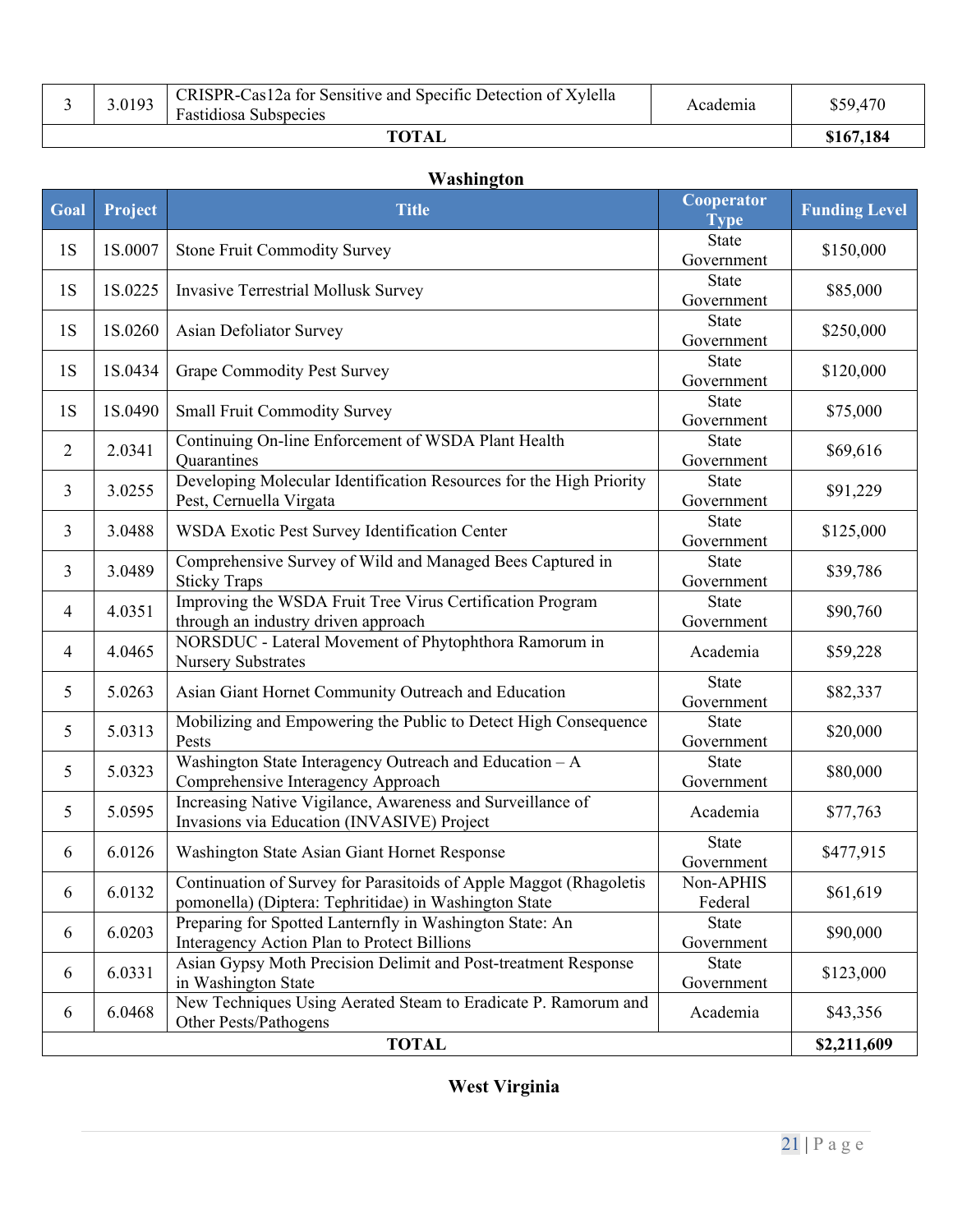| 3 | 3.0193 | CRISPR-Cas12a for Sensitive and Specific Detection of Xylella Fastidiosa Subspecies | Academia | $59,470 |
|---|---|---|---|---|
| | | **TOTAL** | | **$167,184** |

**Washington**

| Goal | Project | Title | Cooperator Type | Funding Level |
|---|---|---|---|---|
| 1S | 1S.0007 | Stone Fruit Commodity Survey | State Government | $150,000 |
| 1S | 1S.0225 | Invasive Terrestrial Mollusk Survey | State Government | $85,000 |
| 1S | 1S.0260 | Asian Defoliator Survey | State Government | $250,000 |
| 1S | 1S.0434 | Grape Commodity Pest Survey | State Government | $120,000 |
| 1S | 1S.0490 | Small Fruit Commodity Survey | State Government | $75,000 |
| 2 | 2.0341 | Continuing On-line Enforcement of WSDA Plant Health Quarantines | State Government | $69,616 |
| 3 | 3.0255 | Developing Molecular Identification Resources for the High Priority Pest, Cernuella Virgata | State Government | $91,229 |
| 3 | 3.0488 | WSDA Exotic Pest Survey Identification Center | State Government | $125,000 |
| 3 | 3.0489 | Comprehensive Survey of Wild and Managed Bees Captured in Sticky Traps | State Government | $39,786 |
| 4 | 4.0351 | Improving the WSDA Fruit Tree Virus Certification Program through an industry driven approach | State Government | $90,760 |
| 4 | 4.0465 | NORSDUC - Lateral Movement of Phytophthora Ramorum in Nursery Substrates | Academia | $59,228 |
| 5 | 5.0263 | Asian Giant Hornet Community Outreach and Education | State Government | $82,337 |
| 5 | 5.0313 | Mobilizing and Empowering the Public to Detect High Consequence Pests | State Government | $20,000 |
| 5 | 5.0323 | Washington State Interagency Outreach and Education – A Comprehensive Interagency Approach | State Government | $80,000 |
| 5 | 5.0595 | Increasing Native Vigilance, Awareness and Surveillance of Invasions via Education (INVASIVE) Project | Academia | $77,763 |
| 6 | 6.0126 | Washington State Asian Giant Hornet Response | State Government | $477,915 |
| 6 | 6.0132 | Continuation of Survey for Parasitoids of Apple Maggot (Rhagoletis pomonella) (Diptera: Tephritidae) in Washington State | Non-APHIS Federal | $61,619 |
| 6 | 6.0203 | Preparing for Spotted Lanternfly in Washington State: An Interagency Action Plan to Protect Billions | State Government | $90,000 |
| 6 | 6.0331 | Asian Gypsy Moth Precision Delimit and Post-treatment Response in Washington State | State Government | $123,000 |
| 6 | 6.0468 | New Techniques Using Aerated Steam to Eradicate P. Ramorum and Other Pests/Pathogens | Academia | $43,356 |
| | | **TOTAL** | | **$2,211,609** |

**West Virginia**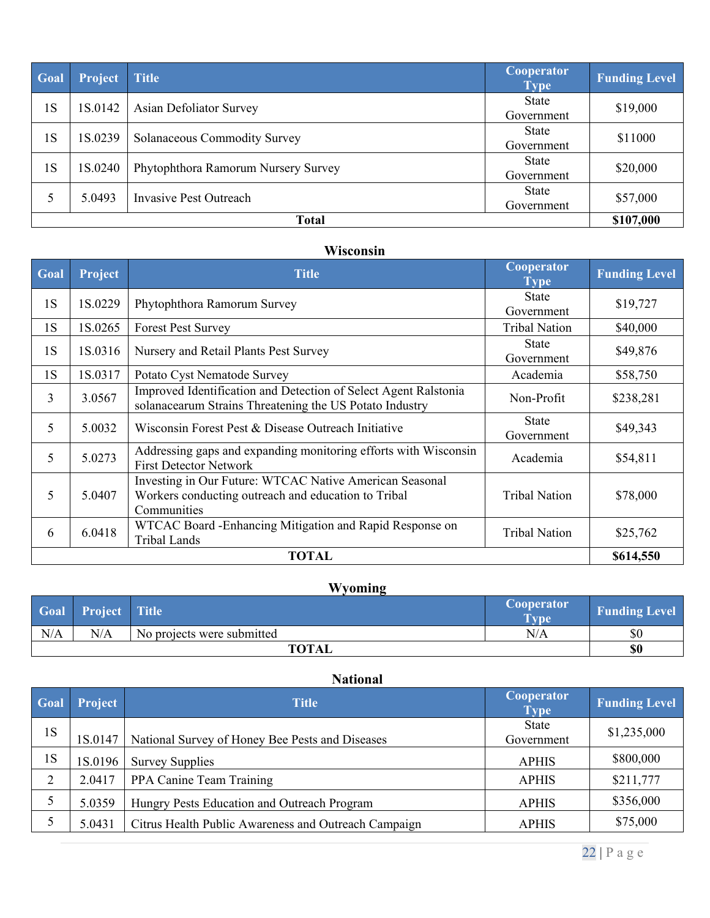| Goal | Project | Title | Cooperator Type | Funding Level |
|---|---|---|---|---|
| 1S | 1S.0142 | Asian Defoliator Survey | State Government | $19,000 |
| 1S | 1S.0239 | Solanaceous Commodity Survey | State Government | $11000 |
| 1S | 1S.0240 | Phytophthora Ramorum Nursery Survey | State Government | $20,000 |
| 5 | 5.0493 | Invasive Pest Outreach | State Government | $57,000 |
| **Total** | | | | **$107,000** |

**Wisconsin**

| Goal | Project | Title | Cooperator Type | Funding Level |
|---|---|---|---|---|
| 1S | 1S.0229 | Phytophthora Ramorum Survey | State Government | $19,727 |
| 1S | 1S.0265 | Forest Pest Survey | Tribal Nation | $40,000 |
| 1S | 1S.0316 | Nursery and Retail Plants Pest Survey | State Government | $49,876 |
| 1S | 1S.0317 | Potato Cyst Nematode Survey | Academia | $58,750 |
| 3 | 3.0567 | Improved Identification and Detection of Select Agent Ralstonia solanacearum Strains Threatening the US Potato Industry | Non-Profit | $238,281 |
| 5 | 5.0032 | Wisconsin Forest Pest & Disease Outreach Initiative | State Government | $49,343 |
| 5 | 5.0273 | Addressing gaps and expanding monitoring efforts with Wisconsin First Detector Network | Academia | $54,811 |
| 5 | 5.0407 | Investing in Our Future: WTCAC Native American Seasonal Workers conducting outreach and education to Tribal Communities | Tribal Nation | $78,000 |
| 6 | 6.0418 | WTCAC Board -Enhancing Mitigation and Rapid Response on Tribal Lands | Tribal Nation | $25,762 |
| **TOTAL** | | | | **$614,550** |

**Wyoming**

| Goal | Project | Title | Cooperator Type | Funding Level |
|---|---|---|---|---|
| N/A | N/A | No projects were submitted | N/A | $0 |
| **TOTAL** | | | | **$0** |

**National**

| Goal | Project | Title | Cooperator Type | Funding Level |
|---|---|---|---|---|
| 1S | 1S.0147 | National Survey of Honey Bee Pests and Diseases | State Government | $1,235,000 |
| 1S | 1S.0196 | Survey Supplies | APHIS | $800,000 |
| 2 | 2.0417 | PPA Canine Team Training | APHIS | $211,777 |
| 5 | 5.0359 | Hungry Pests Education and Outreach Program | APHIS | $356,000 |
| 5 | 5.0431 | Citrus Health Public Awareness and Outreach Campaign | APHIS | $75,000 |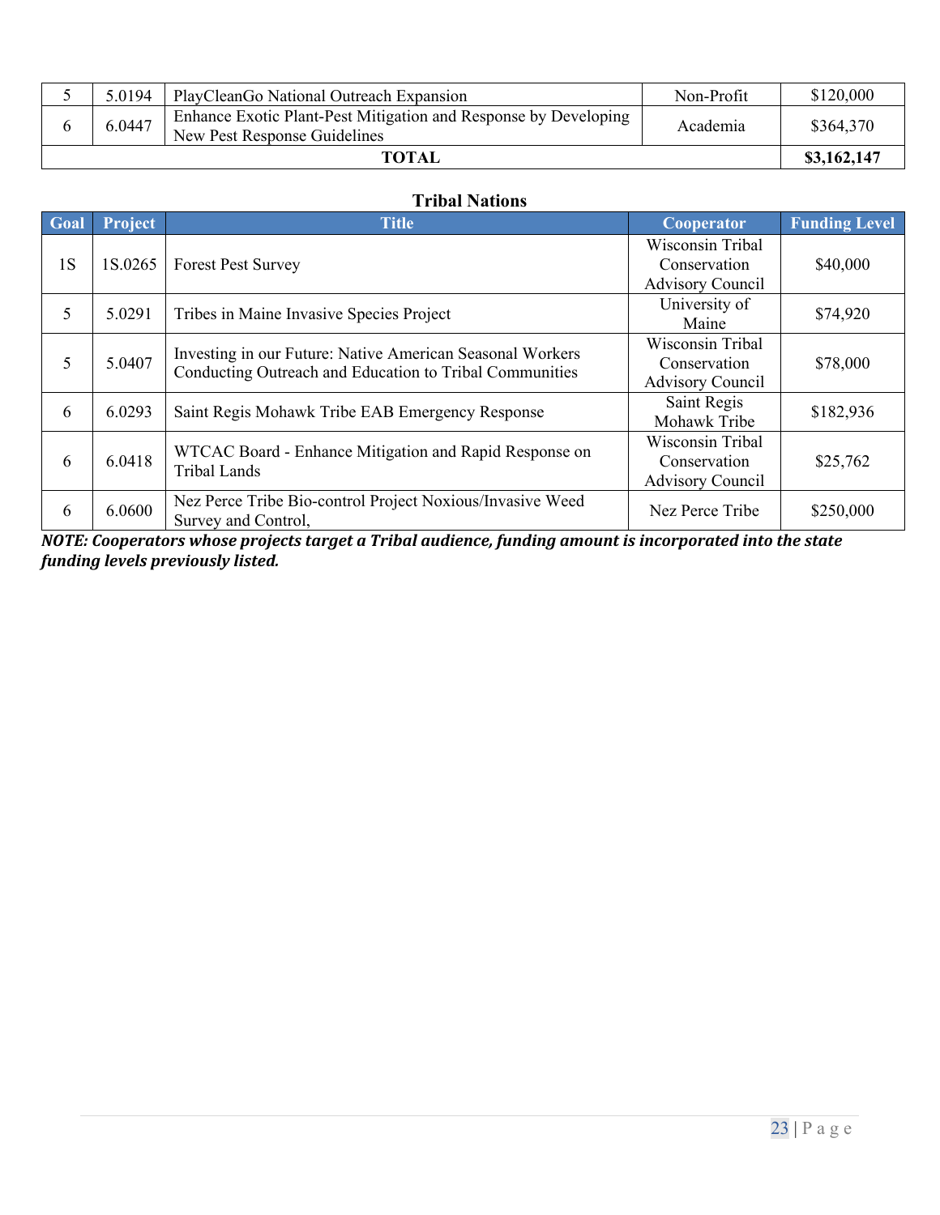| | | | | |
|---|---|---|---|---|
| 5 | 5.0194 | PlayCleanGo National Outreach Expansion | Non-Profit | $120,000 |
| 6 | 6.0447 | Enhance Exotic Plant-Pest Mitigation and Response by Developing New Pest Response Guidelines | Academia | $364,370 |
| **TOTAL** | | | | **$3,162,147** |

### Tribal Nations

| Goal | Project | Title | Cooperator | Funding Level |
|---|---|---|---|---|
| 1S | 1S.0265 | Forest Pest Survey | Wisconsin Tribal Conservation Advisory Council | $40,000 |
| 5 | 5.0291 | Tribes in Maine Invasive Species Project | University of Maine | $74,920 |
| 5 | 5.0407 | Investing in our Future: Native American Seasonal Workers Conducting Outreach and Education to Tribal Communities | Wisconsin Tribal Conservation Advisory Council | $78,000 |
| 6 | 6.0293 | Saint Regis Mohawk Tribe EAB Emergency Response | Saint Regis Mohawk Tribe | $182,936 |
| 6 | 6.0418 | WTCAC Board - Enhance Mitigation and Rapid Response on Tribal Lands | Wisconsin Tribal Conservation Advisory Council | $25,762 |
| 6 | 6.0600 | Nez Perce Tribe Bio-control Project Noxious/Invasive Weed Survey and Control, | Nez Perce Tribe | $250,000 |

***NOTE: Cooperators whose projects target a Tribal audience, funding amount is incorporated into the state funding levels previously listed.***